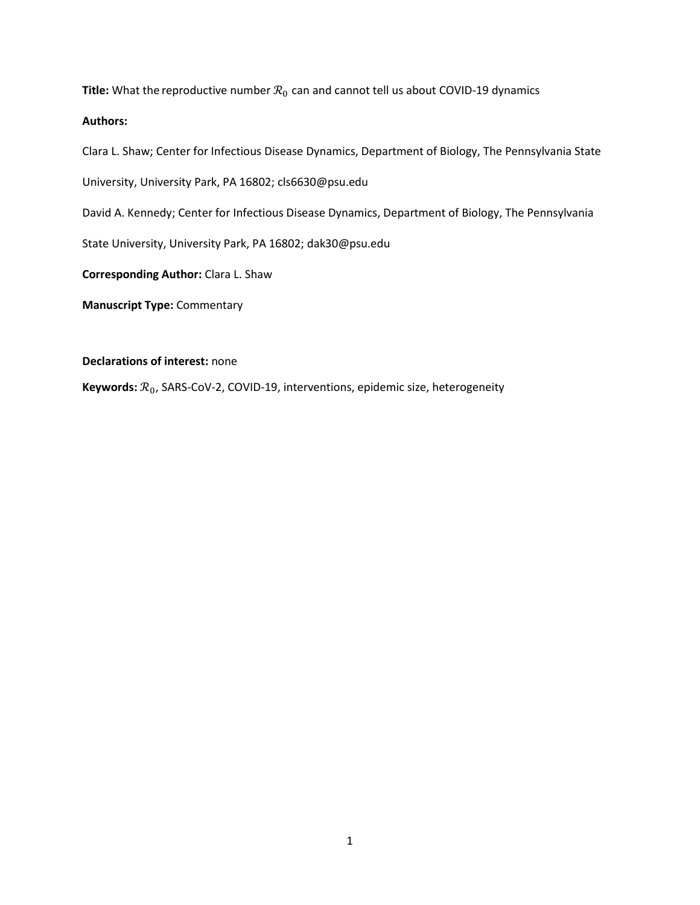**Title:** What the reproductive number $\mathcal{R}_0$ can and cannot tell us about COVID-19 dynamics

**Authors:**

Clara L. Shaw; Center for Infectious Disease Dynamics, Department of Biology, The Pennsylvania State University, University Park, PA 16802; cls6630@psu.edu

David A. Kennedy; Center for Infectious Disease Dynamics, Department of Biology, The Pennsylvania State University, University Park, PA 16802; dak30@psu.edu

**Corresponding Author:** Clara L. Shaw

**Manuscript Type:** Commentary

**Declarations of interest:** none

**Keywords:** $\mathcal{R}_0$, SARS-CoV-2, COVID-19, interventions, epidemic size, heterogeneity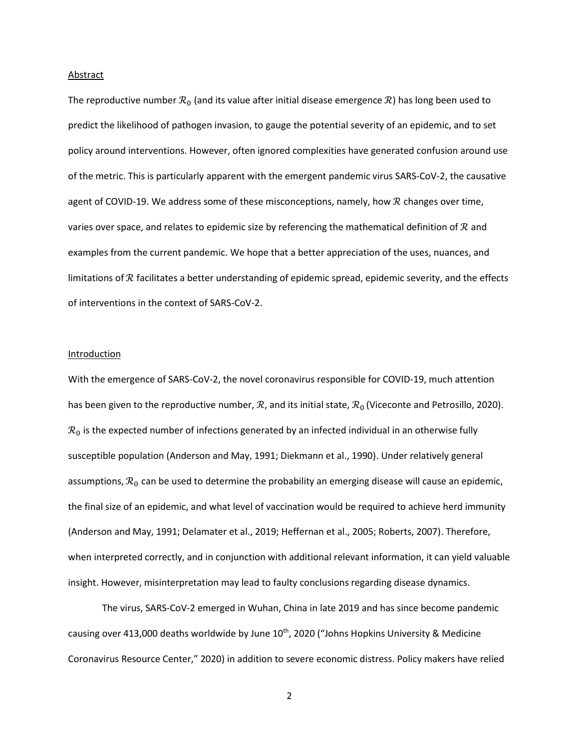## Abstract

The reproductive number $\mathcal{R}_0$ (and its value after initial disease emergence $\mathcal{R}$) has long been used to predict the likelihood of pathogen invasion, to gauge the potential severity of an epidemic, and to set policy around interventions. However, often ignored complexities have generated confusion around use of the metric. This is particularly apparent with the emergent pandemic virus SARS-CoV-2, the causative agent of COVID-19. We address some of these misconceptions, namely, how $\mathcal{R}$ changes over time, varies over space, and relates to epidemic size by referencing the mathematical definition of $\mathcal{R}$ and examples from the current pandemic. We hope that a better appreciation of the uses, nuances, and limitations of $\mathcal{R}$ facilitates a better understanding of epidemic spread, epidemic severity, and the effects of interventions in the context of SARS-CoV-2.

## Introduction

With the emergence of SARS-CoV-2, the novel coronavirus responsible for COVID-19, much attention has been given to the reproductive number, $\mathcal{R}$, and its initial state, $\mathcal{R}_0$ (Viceconte and Petrosillo, 2020). $\mathcal{R}_0$ is the expected number of infections generated by an infected individual in an otherwise fully susceptible population (Anderson and May, 1991; Diekmann et al., 1990). Under relatively general assumptions, $\mathcal{R}_0$ can be used to determine the probability an emerging disease will cause an epidemic, the final size of an epidemic, and what level of vaccination would be required to achieve herd immunity (Anderson and May, 1991; Delamater et al., 2019; Heffernan et al., 2005; Roberts, 2007). Therefore, when interpreted correctly, and in conjunction with additional relevant information, it can yield valuable insight. However, misinterpretation may lead to faulty conclusions regarding disease dynamics.

The virus, SARS-CoV-2 emerged in Wuhan, China in late 2019 and has since become pandemic causing over 413,000 deaths worldwide by June 10th, 2020 ("Johns Hopkins University & Medicine Coronavirus Resource Center," 2020) in addition to severe economic distress. Policy makers have relied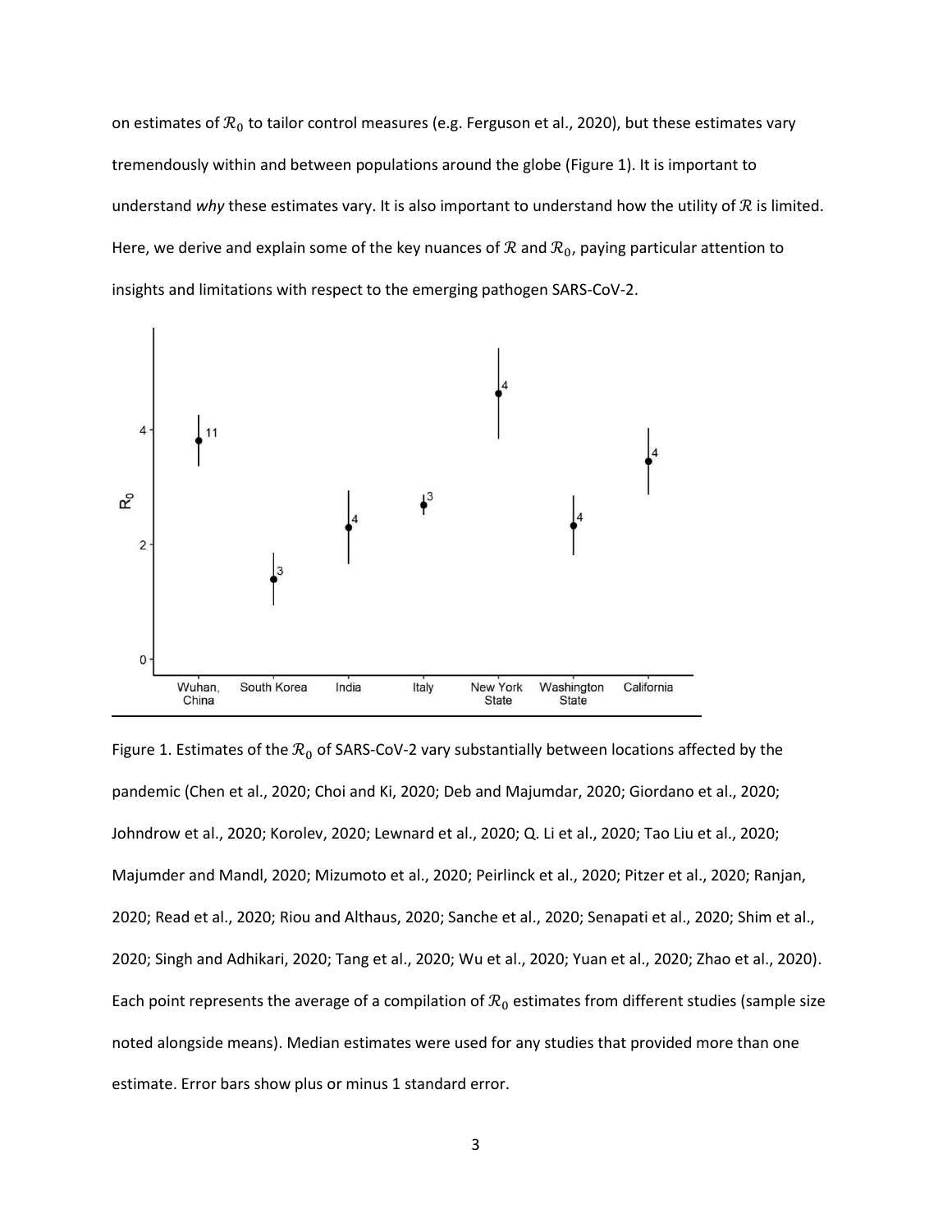on estimates of $\mathcal{R}_0$ to tailor control measures (e.g. Ferguson et al., 2020), but these estimates vary tremendously within and between populations around the globe (Figure 1). It is important to understand *why* these estimates vary. It is also important to understand how the utility of $\mathcal{R}$ is limited. Here, we derive and explain some of the key nuances of $\mathcal{R}$ and $\mathcal{R}_0$, paying particular attention to insights and limitations with respect to the emerging pathogen SARS-CoV-2.

Figure 1. Estimates of the $\mathcal{R}_0$ of SARS-CoV-2 vary substantially between locations affected by the pandemic (Chen et al., 2020; Choi and Ki, 2020; Deb and Majumdar, 2020; Giordano et al., 2020; Johndrow et al., 2020; Korolev, 2020; Lewnard et al., 2020; Q. Li et al., 2020; Tao Liu et al., 2020; Majumder and Mandl, 2020; Mizumoto et al., 2020; Peirlinck et al., 2020; Pitzer et al., 2020; Ranjan, 2020; Read et al., 2020; Riou and Althaus, 2020; Sanche et al., 2020; Senapati et al., 2020; Shim et al., 2020; Singh and Adhikari, 2020; Tang et al., 2020; Wu et al., 2020; Yuan et al., 2020; Zhao et al., 2020). Each point represents the average of a compilation of $\mathcal{R}_0$ estimates from different studies (sample size noted alongside means). Median estimates were used for any studies that provided more than one estimate. Error bars show plus or minus 1 standard error.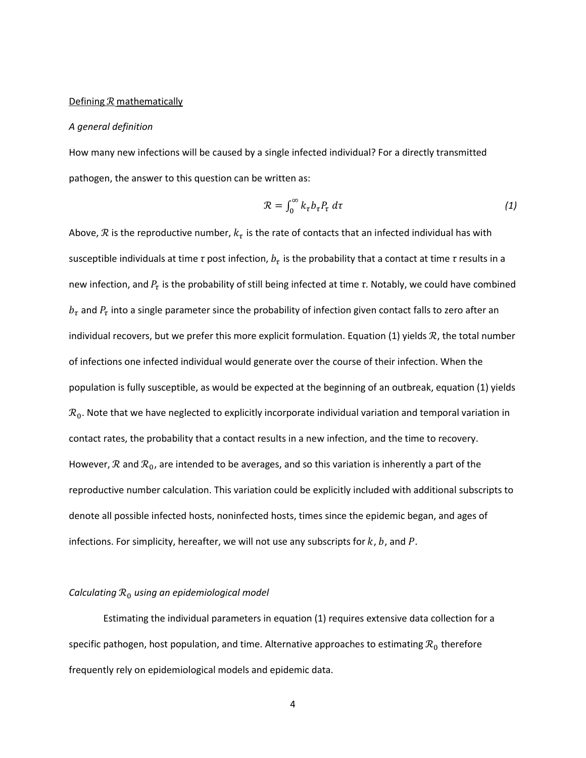Defining $\mathcal{R}$ mathematically

*A general definition*

How many new infections will be caused by a single infected individual? For a directly transmitted pathogen, the answer to this question can be written as:

$$\mathcal{R} = \int_0^\infty k_\tau b_\tau P_\tau \, d\tau \tag{1}$$

Above, $\mathcal{R}$ is the reproductive number, $k_\tau$ is the rate of contacts that an infected individual has with susceptible individuals at time $\tau$ post infection, $b_\tau$ is the probability that a contact at time $\tau$ results in a new infection, and $P_\tau$ is the probability of still being infected at time $\tau$. Notably, we could have combined $b_\tau$ and $P_\tau$ into a single parameter since the probability of infection given contact falls to zero after an individual recovers, but we prefer this more explicit formulation. Equation (1) yields $\mathcal{R}$, the total number of infections one infected individual would generate over the course of their infection. When the population is fully susceptible, as would be expected at the beginning of an outbreak, equation (1) yields $\mathcal{R}_0$. Note that we have neglected to explicitly incorporate individual variation and temporal variation in contact rates, the probability that a contact results in a new infection, and the time to recovery. However, $\mathcal{R}$ and $\mathcal{R}_0$, are intended to be averages, and so this variation is inherently a part of the reproductive number calculation. This variation could be explicitly included with additional subscripts to denote all possible infected hosts, noninfected hosts, times since the epidemic began, and ages of infections. For simplicity, hereafter, we will not use any subscripts for $k$, $b$, and $P$.

*Calculating $\mathcal{R}_0$ using an epidemiological model*

Estimating the individual parameters in equation (1) requires extensive data collection for a specific pathogen, host population, and time. Alternative approaches to estimating $\mathcal{R}_0$ therefore frequently rely on epidemiological models and epidemic data.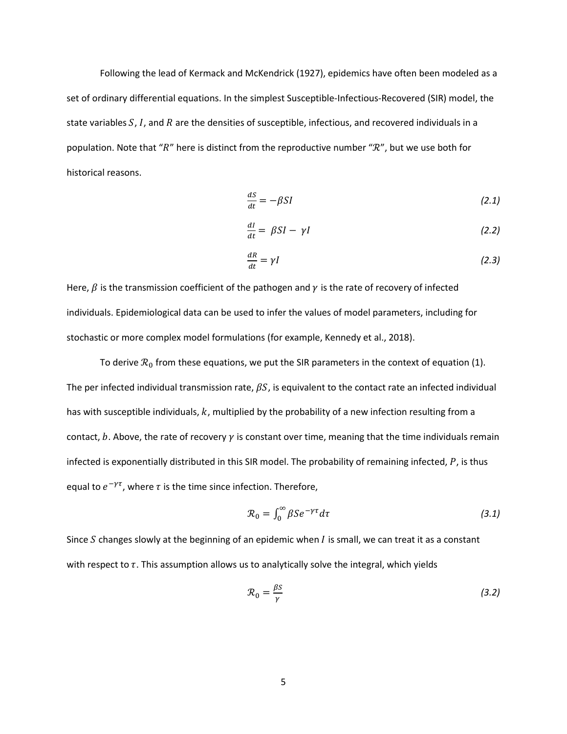Following the lead of Kermack and McKendrick (1927), epidemics have often been modeled as a set of ordinary differential equations. In the simplest Susceptible-Infectious-Recovered (SIR) model, the state variables $S$, $I$, and $R$ are the densities of susceptible, infectious, and recovered individuals in a population. Note that "$R$" here is distinct from the reproductive number "$\mathcal{R}$", but we use both for historical reasons.

$$\frac{dS}{dt} = -\beta SI \tag{2.1}$$

$$\frac{dI}{dt} = \beta SI - \gamma I \tag{2.2}$$

$$\frac{dR}{dt} = \gamma I \tag{2.3}$$

Here, $\beta$ is the transmission coefficient of the pathogen and $\gamma$ is the rate of recovery of infected individuals. Epidemiological data can be used to infer the values of model parameters, including for stochastic or more complex model formulations (for example, Kennedy et al., 2018).

To derive $\mathcal{R}_0$ from these equations, we put the SIR parameters in the context of equation (1). The per infected individual transmission rate, $\beta S$, is equivalent to the contact rate an infected individual has with susceptible individuals, $k$, multiplied by the probability of a new infection resulting from a contact, $b$. Above, the rate of recovery $\gamma$ is constant over time, meaning that the time individuals remain infected is exponentially distributed in this SIR model. The probability of remaining infected, $P$, is thus equal to $e^{-\gamma\tau}$, where $\tau$ is the time since infection. Therefore,

$$\mathcal{R}_0 = \int_0^\infty \beta S e^{-\gamma\tau} d\tau \tag{3.1}$$

Since $S$ changes slowly at the beginning of an epidemic when $I$ is small, we can treat it as a constant with respect to $\tau$. This assumption allows us to analytically solve the integral, which yields

$$\mathcal{R}_0 = \frac{\beta S}{\gamma} \tag{3.2}$$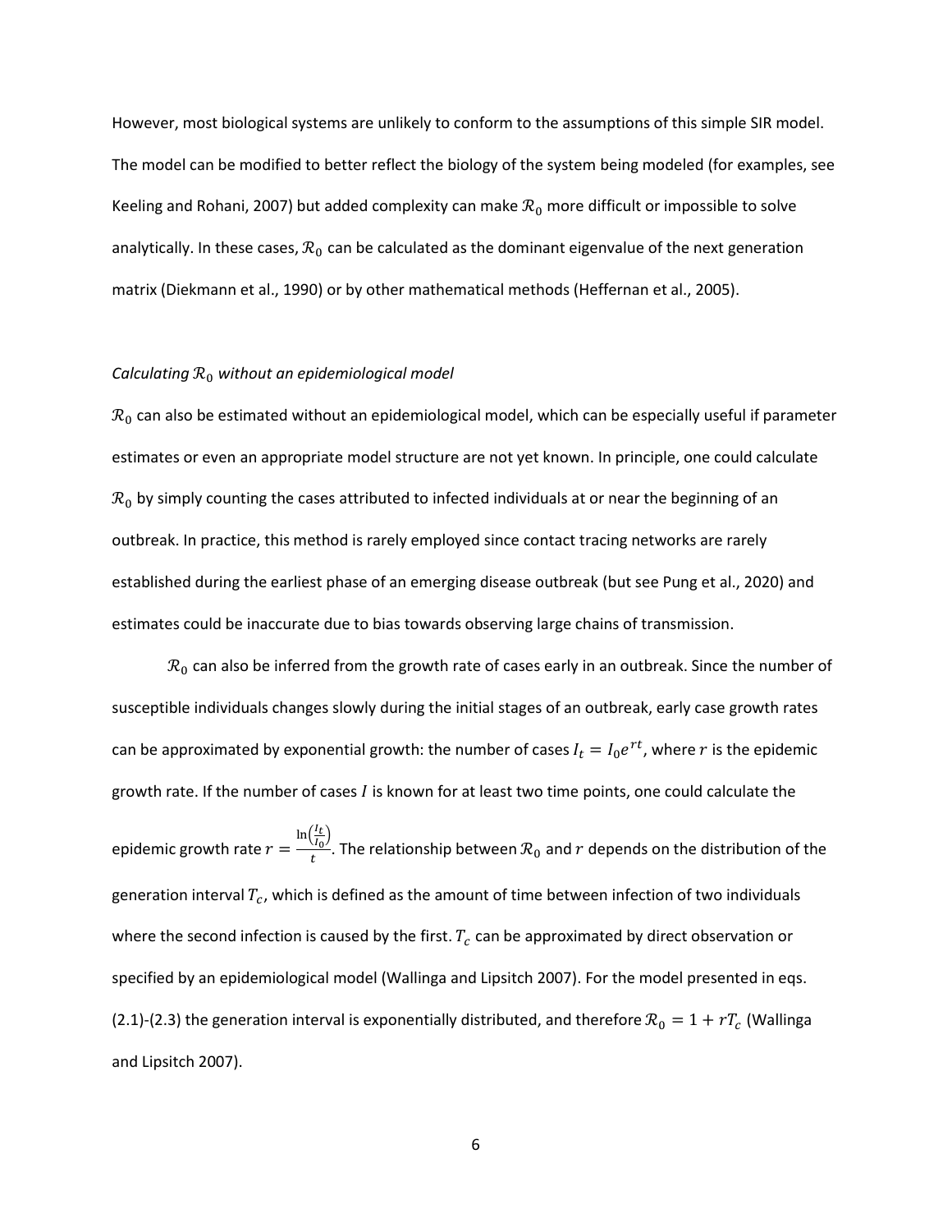However, most biological systems are unlikely to conform to the assumptions of this simple SIR model. The model can be modified to better reflect the biology of the system being modeled (for examples, see Keeling and Rohani, 2007) but added complexity can make $\mathcal{R}_0$ more difficult or impossible to solve analytically. In these cases, $\mathcal{R}_0$ can be calculated as the dominant eigenvalue of the next generation matrix (Diekmann et al., 1990) or by other mathematical methods (Heffernan et al., 2005).

*Calculating $\mathcal{R}_0$ without an epidemiological model*

$\mathcal{R}_0$ can also be estimated without an epidemiological model, which can be especially useful if parameter estimates or even an appropriate model structure are not yet known. In principle, one could calculate $\mathcal{R}_0$ by simply counting the cases attributed to infected individuals at or near the beginning of an outbreak. In practice, this method is rarely employed since contact tracing networks are rarely established during the earliest phase of an emerging disease outbreak (but see Pung et al., 2020) and estimates could be inaccurate due to bias towards observing large chains of transmission.

$\mathcal{R}_0$ can also be inferred from the growth rate of cases early in an outbreak. Since the number of susceptible individuals changes slowly during the initial stages of an outbreak, early case growth rates can be approximated by exponential growth: the number of cases $I_t = I_0 e^{rt}$, where $r$ is the epidemic growth rate. If the number of cases $I$ is known for at least two time points, one could calculate the epidemic growth rate $r = \frac{\ln\left(\frac{I_t}{I_0}\right)}{t}$. The relationship between $\mathcal{R}_0$ and $r$ depends on the distribution of the generation interval $T_c$, which is defined as the amount of time between infection of two individuals where the second infection is caused by the first. $T_c$ can be approximated by direct observation or specified by an epidemiological model (Wallinga and Lipsitch 2007). For the model presented in eqs. (2.1)-(2.3) the generation interval is exponentially distributed, and therefore $\mathcal{R}_0 = 1 + rT_c$ (Wallinga and Lipsitch 2007).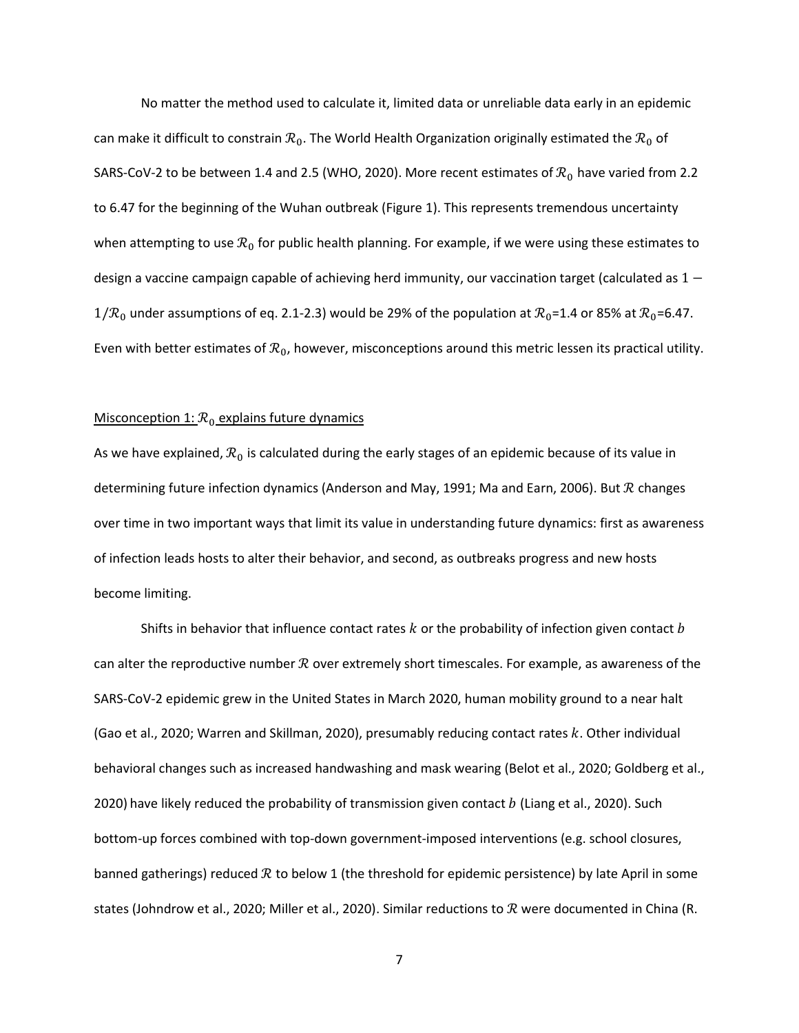No matter the method used to calculate it, limited data or unreliable data early in an epidemic can make it difficult to constrain $\mathcal{R}_0$. The World Health Organization originally estimated the $\mathcal{R}_0$ of SARS-CoV-2 to be between 1.4 and 2.5 (WHO, 2020). More recent estimates of $\mathcal{R}_0$ have varied from 2.2 to 6.47 for the beginning of the Wuhan outbreak (Figure 1). This represents tremendous uncertainty when attempting to use $\mathcal{R}_0$ for public health planning. For example, if we were using these estimates to design a vaccine campaign capable of achieving herd immunity, our vaccination target (calculated as $1 - 1/\mathcal{R}_0$ under assumptions of eq. 2.1-2.3) would be 29% of the population at $\mathcal{R}_0$=1.4 or 85% at $\mathcal{R}_0$=6.47. Even with better estimates of $\mathcal{R}_0$, however, misconceptions around this metric lessen its practical utility.

Misconception 1: $\mathcal{R}_0$ explains future dynamics

As we have explained, $\mathcal{R}_0$ is calculated during the early stages of an epidemic because of its value in determining future infection dynamics (Anderson and May, 1991; Ma and Earn, 2006). But $\mathcal{R}$ changes over time in two important ways that limit its value in understanding future dynamics: first as awareness of infection leads hosts to alter their behavior, and second, as outbreaks progress and new hosts become limiting.

Shifts in behavior that influence contact rates $k$ or the probability of infection given contact $b$ can alter the reproductive number $\mathcal{R}$ over extremely short timescales. For example, as awareness of the SARS-CoV-2 epidemic grew in the United States in March 2020, human mobility ground to a near halt (Gao et al., 2020; Warren and Skillman, 2020), presumably reducing contact rates $k$. Other individual behavioral changes such as increased handwashing and mask wearing (Belot et al., 2020; Goldberg et al., 2020) have likely reduced the probability of transmission given contact $b$ (Liang et al., 2020). Such bottom-up forces combined with top-down government-imposed interventions (e.g. school closures, banned gatherings) reduced $\mathcal{R}$ to below 1 (the threshold for epidemic persistence) by late April in some states (Johndrow et al., 2020; Miller et al., 2020). Similar reductions to $\mathcal{R}$ were documented in China (R.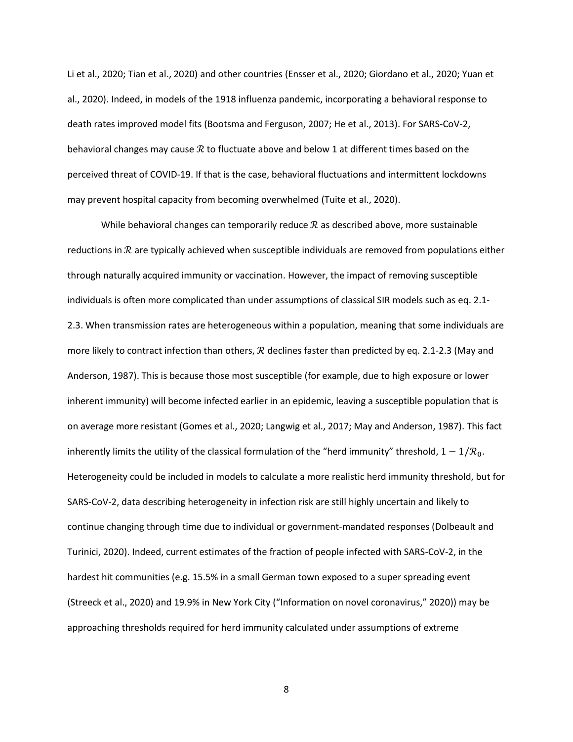Li et al., 2020; Tian et al., 2020) and other countries (Ensser et al., 2020; Giordano et al., 2020; Yuan et al., 2020). Indeed, in models of the 1918 influenza pandemic, incorporating a behavioral response to death rates improved model fits (Bootsma and Ferguson, 2007; He et al., 2013). For SARS-CoV-2, behavioral changes may cause $\mathcal{R}$ to fluctuate above and below 1 at different times based on the perceived threat of COVID-19. If that is the case, behavioral fluctuations and intermittent lockdowns may prevent hospital capacity from becoming overwhelmed (Tuite et al., 2020).

While behavioral changes can temporarily reduce $\mathcal{R}$ as described above, more sustainable reductions in $\mathcal{R}$ are typically achieved when susceptible individuals are removed from populations either through naturally acquired immunity or vaccination. However, the impact of removing susceptible individuals is often more complicated than under assumptions of classical SIR models such as eq. 2.1-2.3. When transmission rates are heterogeneous within a population, meaning that some individuals are more likely to contract infection than others, $\mathcal{R}$ declines faster than predicted by eq. 2.1-2.3 (May and Anderson, 1987). This is because those most susceptible (for example, due to high exposure or lower inherent immunity) will become infected earlier in an epidemic, leaving a susceptible population that is on average more resistant (Gomes et al., 2020; Langwig et al., 2017; May and Anderson, 1987). This fact inherently limits the utility of the classical formulation of the "herd immunity" threshold, $1 - 1/\mathcal{R}_0$. Heterogeneity could be included in models to calculate a more realistic herd immunity threshold, but for SARS-CoV-2, data describing heterogeneity in infection risk are still highly uncertain and likely to continue changing through time due to individual or government-mandated responses (Dolbeault and Turinici, 2020). Indeed, current estimates of the fraction of people infected with SARS-CoV-2, in the hardest hit communities (e.g. 15.5% in a small German town exposed to a super spreading event (Streeck et al., 2020) and 19.9% in New York City ("Information on novel coronavirus," 2020)) may be approaching thresholds required for herd immunity calculated under assumptions of extreme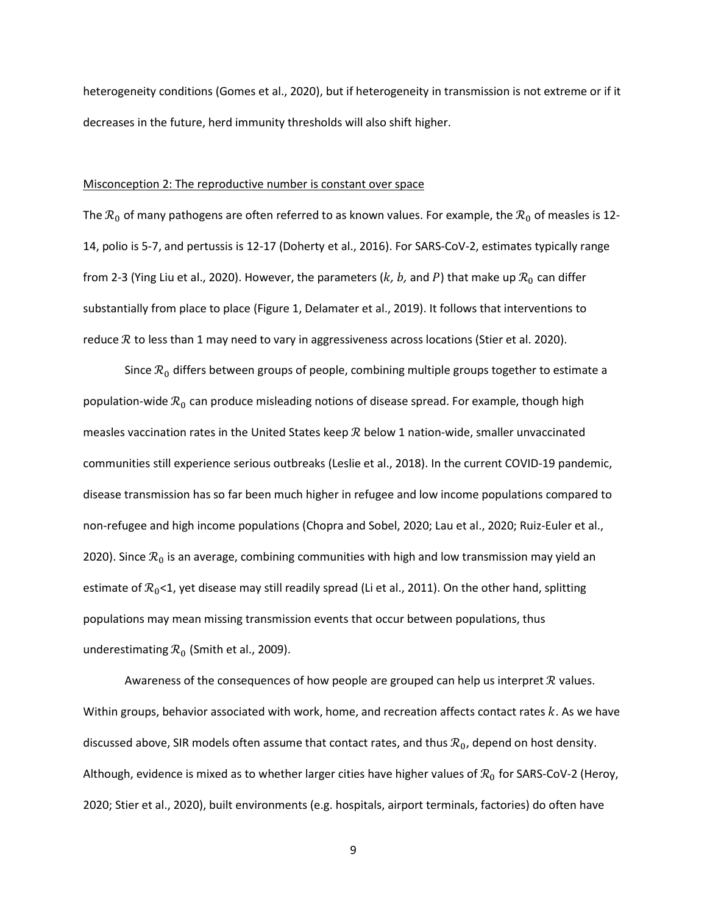heterogeneity conditions (Gomes et al., 2020), but if heterogeneity in transmission is not extreme or if it decreases in the future, herd immunity thresholds will also shift higher.

<u>Misconception 2: The reproductive number is constant over space</u>

The $\mathcal{R}_0$ of many pathogens are often referred to as known values. For example, the $\mathcal{R}_0$ of measles is 12-14, polio is 5-7, and pertussis is 12-17 (Doherty et al., 2016). For SARS-CoV-2, estimates typically range from 2-3 (Ying Liu et al., 2020). However, the parameters ($k$, $b$, and $P$) that make up $\mathcal{R}_0$ can differ substantially from place to place (Figure 1, Delamater et al., 2019). It follows that interventions to reduce $\mathcal{R}$ to less than 1 may need to vary in aggressiveness across locations (Stier et al. 2020).

Since $\mathcal{R}_0$ differs between groups of people, combining multiple groups together to estimate a population-wide $\mathcal{R}_0$ can produce misleading notions of disease spread. For example, though high measles vaccination rates in the United States keep $\mathcal{R}$ below 1 nation-wide, smaller unvaccinated communities still experience serious outbreaks (Leslie et al., 2018). In the current COVID-19 pandemic, disease transmission has so far been much higher in refugee and low income populations compared to non-refugee and high income populations (Chopra and Sobel, 2020; Lau et al., 2020; Ruiz-Euler et al., 2020). Since $\mathcal{R}_0$ is an average, combining communities with high and low transmission may yield an estimate of $\mathcal{R}_0$<1, yet disease may still readily spread (Li et al., 2011). On the other hand, splitting populations may mean missing transmission events that occur between populations, thus underestimating $\mathcal{R}_0$ (Smith et al., 2009).

Awareness of the consequences of how people are grouped can help us interpret $\mathcal{R}$ values. Within groups, behavior associated with work, home, and recreation affects contact rates $k$. As we have discussed above, SIR models often assume that contact rates, and thus $\mathcal{R}_0$, depend on host density. Although, evidence is mixed as to whether larger cities have higher values of $\mathcal{R}_0$ for SARS-CoV-2 (Heroy, 2020; Stier et al., 2020), built environments (e.g. hospitals, airport terminals, factories) do often have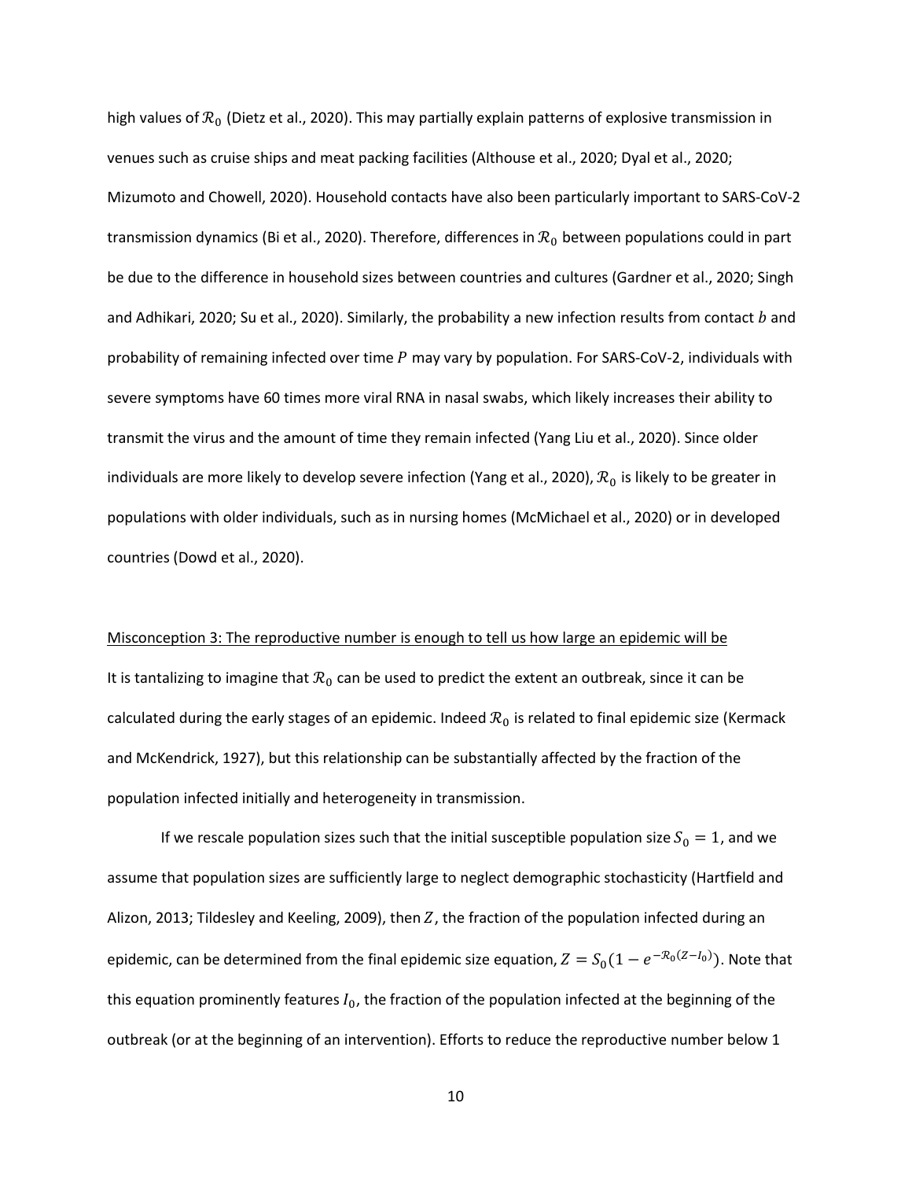high values of $\mathcal{R}_0$ (Dietz et al., 2020). This may partially explain patterns of explosive transmission in venues such as cruise ships and meat packing facilities (Althouse et al., 2020; Dyal et al., 2020; Mizumoto and Chowell, 2020). Household contacts have also been particularly important to SARS-CoV-2 transmission dynamics (Bi et al., 2020). Therefore, differences in $\mathcal{R}_0$ between populations could in part be due to the difference in household sizes between countries and cultures (Gardner et al., 2020; Singh and Adhikari, 2020; Su et al., 2020). Similarly, the probability a new infection results from contact $b$ and probability of remaining infected over time $P$ may vary by population. For SARS-CoV-2, individuals with severe symptoms have 60 times more viral RNA in nasal swabs, which likely increases their ability to transmit the virus and the amount of time they remain infected (Yang Liu et al., 2020). Since older individuals are more likely to develop severe infection (Yang et al., 2020), $\mathcal{R}_0$ is likely to be greater in populations with older individuals, such as in nursing homes (McMichael et al., 2020) or in developed countries (Dowd et al., 2020).

Misconception 3: The reproductive number is enough to tell us how large an epidemic will be

It is tantalizing to imagine that $\mathcal{R}_0$ can be used to predict the extent an outbreak, since it can be calculated during the early stages of an epidemic. Indeed $\mathcal{R}_0$ is related to final epidemic size (Kermack and McKendrick, 1927), but this relationship can be substantially affected by the fraction of the population infected initially and heterogeneity in transmission.

If we rescale population sizes such that the initial susceptible population size $S_0 = 1$, and we assume that population sizes are sufficiently large to neglect demographic stochasticity (Hartfield and Alizon, 2013; Tildesley and Keeling, 2009), then $Z$, the fraction of the population infected during an epidemic, can be determined from the final epidemic size equation, $Z = S_0(1 - e^{-\mathcal{R}_0(Z - I_0)})$. Note that this equation prominently features $I_0$, the fraction of the population infected at the beginning of the outbreak (or at the beginning of an intervention). Efforts to reduce the reproductive number below 1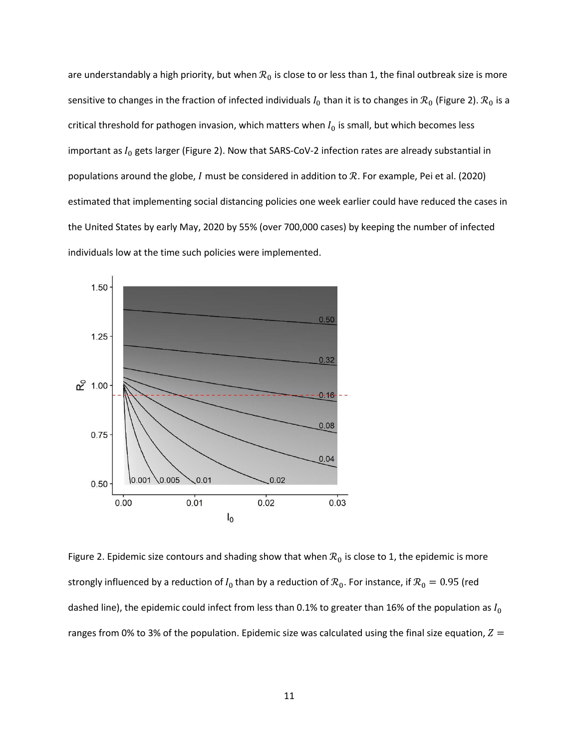are understandably a high priority, but when $\mathcal{R}_0$ is close to or less than 1, the final outbreak size is more sensitive to changes in the fraction of infected individuals $I_0$ than it is to changes in $\mathcal{R}_0$ (Figure 2). $\mathcal{R}_0$ is a critical threshold for pathogen invasion, which matters when $I_0$ is small, but which becomes less important as $I_0$ gets larger (Figure 2). Now that SARS-CoV-2 infection rates are already substantial in populations around the globe, $I$ must be considered in addition to $\mathcal{R}$. For example, Pei et al. (2020) estimated that implementing social distancing policies one week earlier could have reduced the cases in the United States by early May, 2020 by 55% (over 700,000 cases) by keeping the number of infected individuals low at the time such policies were implemented.

Figure 2. Epidemic size contours and shading show that when $\mathcal{R}_0$ is close to 1, the epidemic is more strongly influenced by a reduction of $I_0$ than by a reduction of $\mathcal{R}_0$. For instance, if $\mathcal{R}_0 = 0.95$ (red dashed line), the epidemic could infect from less than 0.1% to greater than 16% of the population as $I_0$ ranges from 0% to 3% of the population. Epidemic size was calculated using the final size equation, $Z =$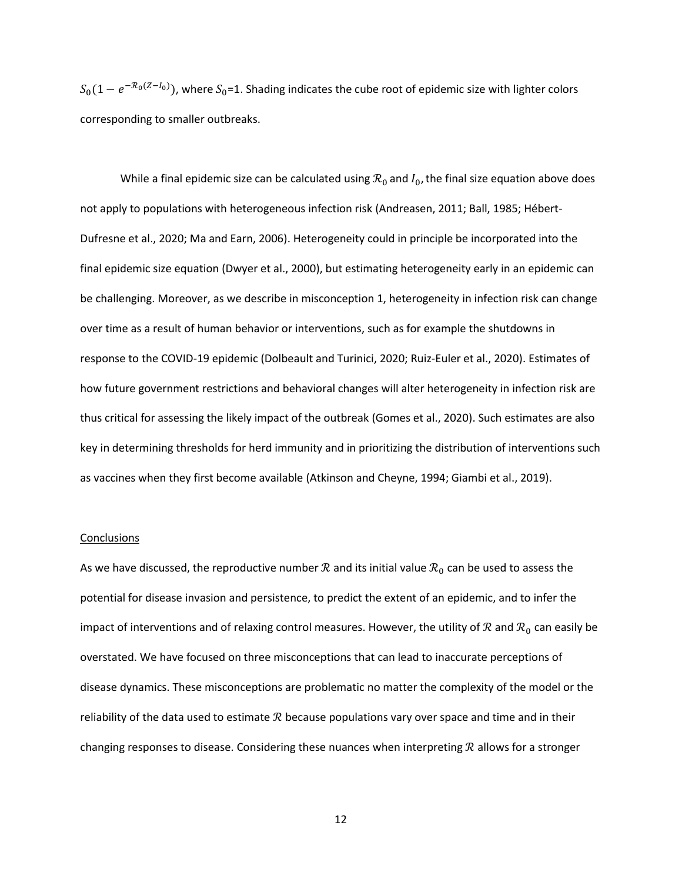$S_0(1 - e^{-\mathcal{R}_0(Z-I_0)})$, where $S_0$=1. Shading indicates the cube root of epidemic size with lighter colors corresponding to smaller outbreaks.

While a final epidemic size can be calculated using $\mathcal{R}_0$ and $I_0$, the final size equation above does not apply to populations with heterogeneous infection risk (Andreasen, 2011; Ball, 1985; Hébert-Dufresne et al., 2020; Ma and Earn, 2006). Heterogeneity could in principle be incorporated into the final epidemic size equation (Dwyer et al., 2000), but estimating heterogeneity early in an epidemic can be challenging. Moreover, as we describe in misconception 1, heterogeneity in infection risk can change over time as a result of human behavior or interventions, such as for example the shutdowns in response to the COVID-19 epidemic (Dolbeault and Turinici, 2020; Ruiz-Euler et al., 2020). Estimates of how future government restrictions and behavioral changes will alter heterogeneity in infection risk are thus critical for assessing the likely impact of the outbreak (Gomes et al., 2020). Such estimates are also key in determining thresholds for herd immunity and in prioritizing the distribution of interventions such as vaccines when they first become available (Atkinson and Cheyne, 1994; Giambi et al., 2019).

## Conclusions

As we have discussed, the reproductive number $\mathcal{R}$ and its initial value $\mathcal{R}_0$ can be used to assess the potential for disease invasion and persistence, to predict the extent of an epidemic, and to infer the impact of interventions and of relaxing control measures. However, the utility of $\mathcal{R}$ and $\mathcal{R}_0$ can easily be overstated. We have focused on three misconceptions that can lead to inaccurate perceptions of disease dynamics. These misconceptions are problematic no matter the complexity of the model or the reliability of the data used to estimate $\mathcal{R}$ because populations vary over space and time and in their changing responses to disease. Considering these nuances when interpreting $\mathcal{R}$ allows for a stronger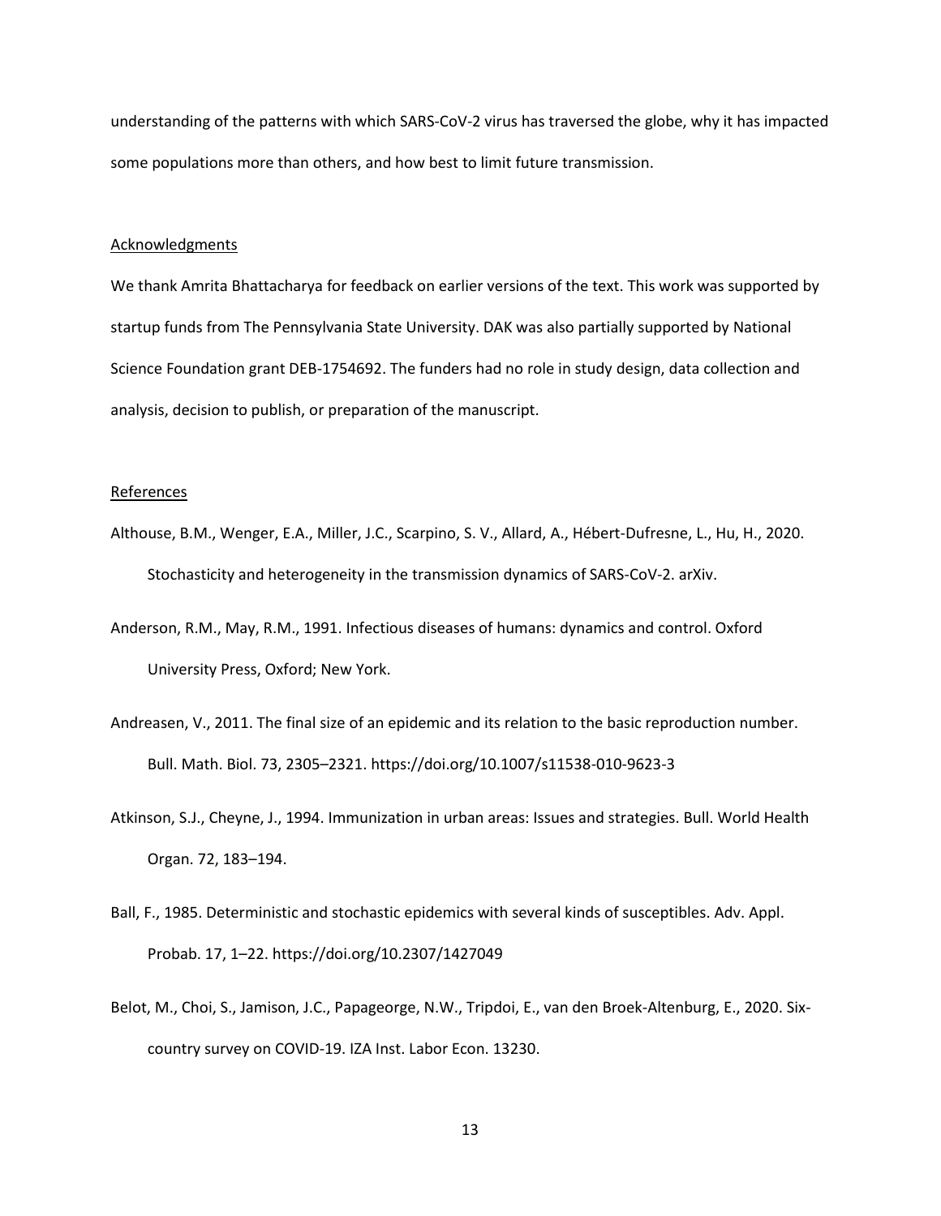understanding of the patterns with which SARS-CoV-2 virus has traversed the globe, why it has impacted some populations more than others, and how best to limit future transmission.

## Acknowledgments

We thank Amrita Bhattacharya for feedback on earlier versions of the text. This work was supported by startup funds from The Pennsylvania State University. DAK was also partially supported by National Science Foundation grant DEB-1754692. The funders had no role in study design, data collection and analysis, decision to publish, or preparation of the manuscript.

## References

Althouse, B.M., Wenger, E.A., Miller, J.C., Scarpino, S. V., Allard, A., Hébert-Dufresne, L., Hu, H., 2020. Stochasticity and heterogeneity in the transmission dynamics of SARS-CoV-2. arXiv.

Anderson, R.M., May, R.M., 1991. Infectious diseases of humans: dynamics and control. Oxford University Press, Oxford; New York.

Andreasen, V., 2011. The final size of an epidemic and its relation to the basic reproduction number. Bull. Math. Biol. 73, 2305–2321. https://doi.org/10.1007/s11538-010-9623-3

Atkinson, S.J., Cheyne, J., 1994. Immunization in urban areas: Issues and strategies. Bull. World Health Organ. 72, 183–194.

Ball, F., 1985. Deterministic and stochastic epidemics with several kinds of susceptibles. Adv. Appl. Probab. 17, 1–22. https://doi.org/10.2307/1427049

Belot, M., Choi, S., Jamison, J.C., Papageorge, N.W., Tripdoi, E., van den Broek-Altenburg, E., 2020. Six-country survey on COVID-19. IZA Inst. Labor Econ. 13230.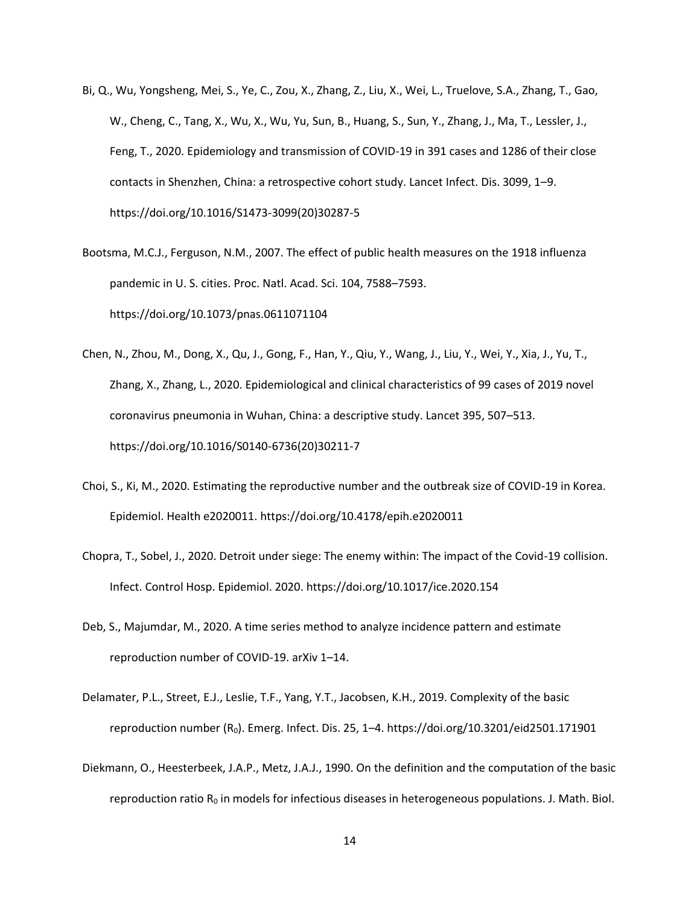Bi, Q., Wu, Yongsheng, Mei, S., Ye, C., Zou, X., Zhang, Z., Liu, X., Wei, L., Truelove, S.A., Zhang, T., Gao, W., Cheng, C., Tang, X., Wu, X., Wu, Yu, Sun, B., Huang, S., Sun, Y., Zhang, J., Ma, T., Lessler, J., Feng, T., 2020. Epidemiology and transmission of COVID-19 in 391 cases and 1286 of their close contacts in Shenzhen, China: a retrospective cohort study. Lancet Infect. Dis. 3099, 1–9. https://doi.org/10.1016/S1473-3099(20)30287-5

Bootsma, M.C.J., Ferguson, N.M., 2007. The effect of public health measures on the 1918 influenza pandemic in U. S. cities. Proc. Natl. Acad. Sci. 104, 7588–7593. https://doi.org/10.1073/pnas.0611071104

Chen, N., Zhou, M., Dong, X., Qu, J., Gong, F., Han, Y., Qiu, Y., Wang, J., Liu, Y., Wei, Y., Xia, J., Yu, T., Zhang, X., Zhang, L., 2020. Epidemiological and clinical characteristics of 99 cases of 2019 novel coronavirus pneumonia in Wuhan, China: a descriptive study. Lancet 395, 507–513. https://doi.org/10.1016/S0140-6736(20)30211-7

Choi, S., Ki, M., 2020. Estimating the reproductive number and the outbreak size of COVID-19 in Korea. Epidemiol. Health e2020011. https://doi.org/10.4178/epih.e2020011

Chopra, T., Sobel, J., 2020. Detroit under siege: The enemy within: The impact of the Covid-19 collision. Infect. Control Hosp. Epidemiol. 2020. https://doi.org/10.1017/ice.2020.154

Deb, S., Majumdar, M., 2020. A time series method to analyze incidence pattern and estimate reproduction number of COVID-19. arXiv 1–14.

Delamater, P.L., Street, E.J., Leslie, T.F., Yang, Y.T., Jacobsen, K.H., 2019. Complexity of the basic reproduction number ($R_0$). Emerg. Infect. Dis. 25, 1–4. https://doi.org/10.3201/eid2501.171901

Diekmann, O., Heesterbeek, J.A.P., Metz, J.A.J., 1990. On the definition and the computation of the basic reproduction ratio $R_0$ in models for infectious diseases in heterogeneous populations. J. Math. Biol.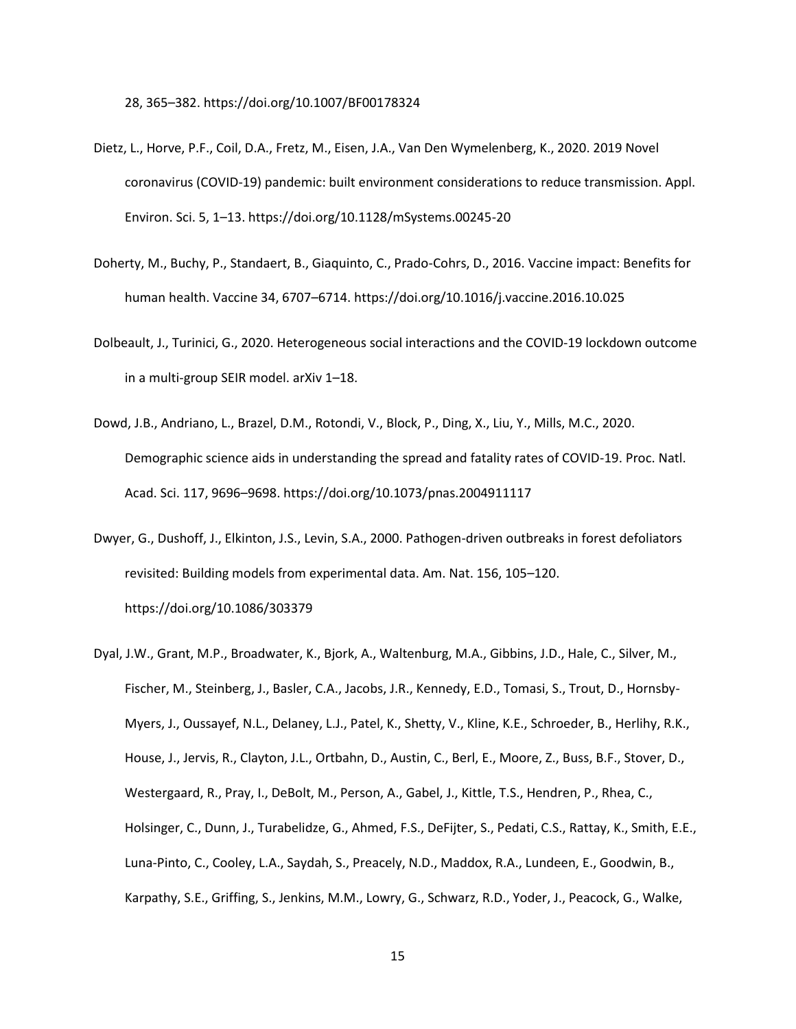28, 365–382. https://doi.org/10.1007/BF00178324

Dietz, L., Horve, P.F., Coil, D.A., Fretz, M., Eisen, J.A., Van Den Wymelenberg, K., 2020. 2019 Novel coronavirus (COVID-19) pandemic: built environment considerations to reduce transmission. Appl. Environ. Sci. 5, 1–13. https://doi.org/10.1128/mSystems.00245-20

Doherty, M., Buchy, P., Standaert, B., Giaquinto, C., Prado-Cohrs, D., 2016. Vaccine impact: Benefits for human health. Vaccine 34, 6707–6714. https://doi.org/10.1016/j.vaccine.2016.10.025

Dolbeault, J., Turinici, G., 2020. Heterogeneous social interactions and the COVID-19 lockdown outcome in a multi-group SEIR model. arXiv 1–18.

Dowd, J.B., Andriano, L., Brazel, D.M., Rotondi, V., Block, P., Ding, X., Liu, Y., Mills, M.C., 2020. Demographic science aids in understanding the spread and fatality rates of COVID-19. Proc. Natl. Acad. Sci. 117, 9696–9698. https://doi.org/10.1073/pnas.2004911117

Dwyer, G., Dushoff, J., Elkinton, J.S., Levin, S.A., 2000. Pathogen-driven outbreaks in forest defoliators revisited: Building models from experimental data. Am. Nat. 156, 105–120. https://doi.org/10.1086/303379

Dyal, J.W., Grant, M.P., Broadwater, K., Bjork, A., Waltenburg, M.A., Gibbins, J.D., Hale, C., Silver, M., Fischer, M., Steinberg, J., Basler, C.A., Jacobs, J.R., Kennedy, E.D., Tomasi, S., Trout, D., Hornsby-Myers, J., Oussayef, N.L., Delaney, L.J., Patel, K., Shetty, V., Kline, K.E., Schroeder, B., Herlihy, R.K., House, J., Jervis, R., Clayton, J.L., Ortbahn, D., Austin, C., Berl, E., Moore, Z., Buss, B.F., Stover, D., Westergaard, R., Pray, I., DeBolt, M., Person, A., Gabel, J., Kittle, T.S., Hendren, P., Rhea, C., Holsinger, C., Dunn, J., Turabelidze, G., Ahmed, F.S., DeFijter, S., Pedati, C.S., Rattay, K., Smith, E.E., Luna-Pinto, C., Cooley, L.A., Saydah, S., Preacely, N.D., Maddox, R.A., Lundeen, E., Goodwin, B., Karpathy, S.E., Griffing, S., Jenkins, M.M., Lowry, G., Schwarz, R.D., Yoder, J., Peacock, G., Walke,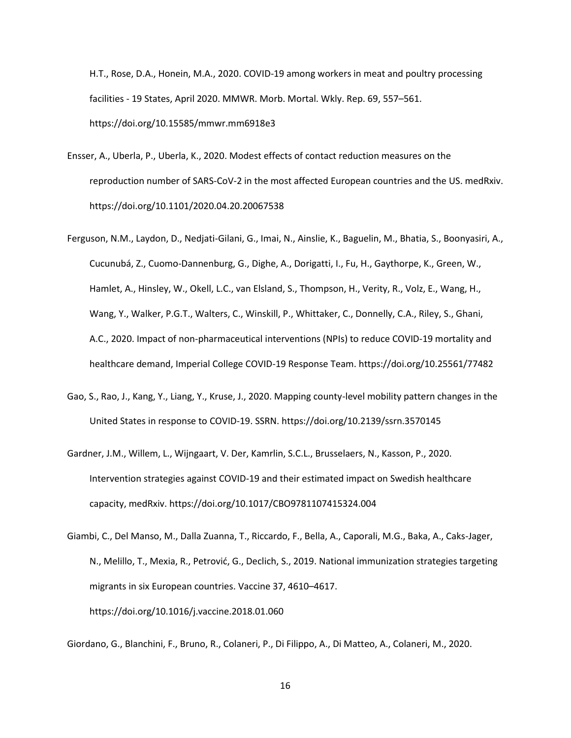H.T., Rose, D.A., Honein, M.A., 2020. COVID-19 among workers in meat and poultry processing facilities - 19 States, April 2020. MMWR. Morb. Mortal. Wkly. Rep. 69, 557–561. https://doi.org/10.15585/mmwr.mm6918e3

Ensser, A., Uberla, P., Uberla, K., 2020. Modest effects of contact reduction measures on the reproduction number of SARS-CoV-2 in the most affected European countries and the US. medRxiv. https://doi.org/10.1101/2020.04.20.20067538

Ferguson, N.M., Laydon, D., Nedjati-Gilani, G., Imai, N., Ainslie, K., Baguelin, M., Bhatia, S., Boonyasiri, A., Cucunubá, Z., Cuomo-Dannenburg, G., Dighe, A., Dorigatti, I., Fu, H., Gaythorpe, K., Green, W., Hamlet, A., Hinsley, W., Okell, L.C., van Elsland, S., Thompson, H., Verity, R., Volz, E., Wang, H., Wang, Y., Walker, P.G.T., Walters, C., Winskill, P., Whittaker, C., Donnelly, C.A., Riley, S., Ghani, A.C., 2020. Impact of non-pharmaceutical interventions (NPIs) to reduce COVID-19 mortality and healthcare demand, Imperial College COVID-19 Response Team. https://doi.org/10.25561/77482

Gao, S., Rao, J., Kang, Y., Liang, Y., Kruse, J., 2020. Mapping county-level mobility pattern changes in the United States in response to COVID-19. SSRN. https://doi.org/10.2139/ssrn.3570145

Gardner, J.M., Willem, L., Wijngaart, V. Der, Kamrlin, S.C.L., Brusselaers, N., Kasson, P., 2020. Intervention strategies against COVID-19 and their estimated impact on Swedish healthcare capacity, medRxiv. https://doi.org/10.1017/CBO9781107415324.004

Giambi, C., Del Manso, M., Dalla Zuanna, T., Riccardo, F., Bella, A., Caporali, M.G., Baka, A., Caks-Jager, N., Melillo, T., Mexia, R., Petrović, G., Declich, S., 2019. National immunization strategies targeting migrants in six European countries. Vaccine 37, 4610–4617. https://doi.org/10.1016/j.vaccine.2018.01.060

Giordano, G., Blanchini, F., Bruno, R., Colaneri, P., Di Filippo, A., Di Matteo, A., Colaneri, M., 2020.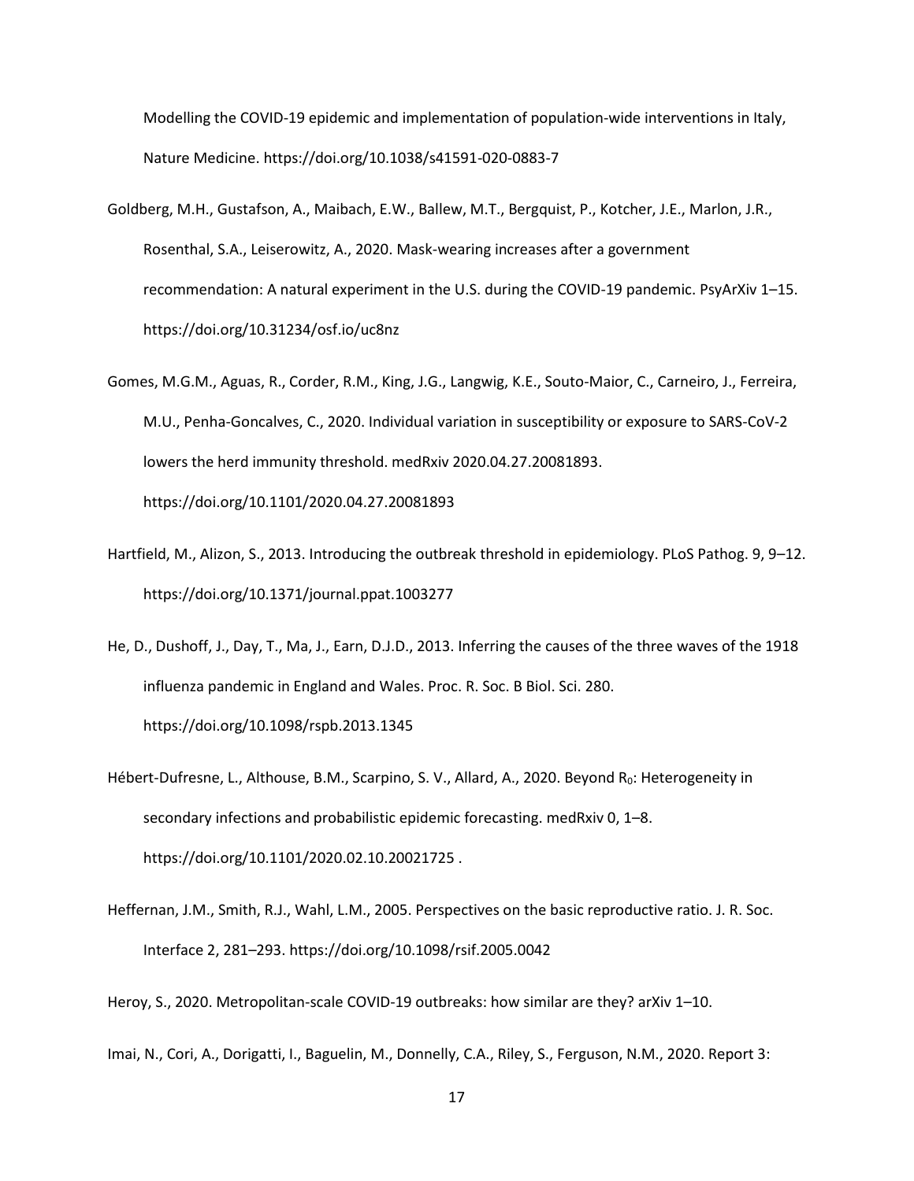Modelling the COVID-19 epidemic and implementation of population-wide interventions in Italy, Nature Medicine. https://doi.org/10.1038/s41591-020-0883-7

Goldberg, M.H., Gustafson, A., Maibach, E.W., Ballew, M.T., Bergquist, P., Kotcher, J.E., Marlon, J.R., Rosenthal, S.A., Leiserowitz, A., 2020. Mask-wearing increases after a government recommendation: A natural experiment in the U.S. during the COVID-19 pandemic. PsyArXiv 1–15. https://doi.org/10.31234/osf.io/uc8nz

Gomes, M.G.M., Aguas, R., Corder, R.M., King, J.G., Langwig, K.E., Souto-Maior, C., Carneiro, J., Ferreira, M.U., Penha-Goncalves, C., 2020. Individual variation in susceptibility or exposure to SARS-CoV-2 lowers the herd immunity threshold. medRxiv 2020.04.27.20081893. https://doi.org/10.1101/2020.04.27.20081893

Hartfield, M., Alizon, S., 2013. Introducing the outbreak threshold in epidemiology. PLoS Pathog. 9, 9–12. https://doi.org/10.1371/journal.ppat.1003277

He, D., Dushoff, J., Day, T., Ma, J., Earn, D.J.D., 2013. Inferring the causes of the three waves of the 1918 influenza pandemic in England and Wales. Proc. R. Soc. B Biol. Sci. 280. https://doi.org/10.1098/rspb.2013.1345

Hébert-Dufresne, L., Althouse, B.M., Scarpino, S. V., Allard, A., 2020. Beyond $R_0$: Heterogeneity in secondary infections and probabilistic epidemic forecasting. medRxiv 0, 1–8. https://doi.org/10.1101/2020.02.10.20021725 .

Heffernan, J.M., Smith, R.J., Wahl, L.M., 2005. Perspectives on the basic reproductive ratio. J. R. Soc. Interface 2, 281–293. https://doi.org/10.1098/rsif.2005.0042

Heroy, S., 2020. Metropolitan-scale COVID-19 outbreaks: how similar are they? arXiv 1–10.

Imai, N., Cori, A., Dorigatti, I., Baguelin, M., Donnelly, C.A., Riley, S., Ferguson, N.M., 2020. Report 3: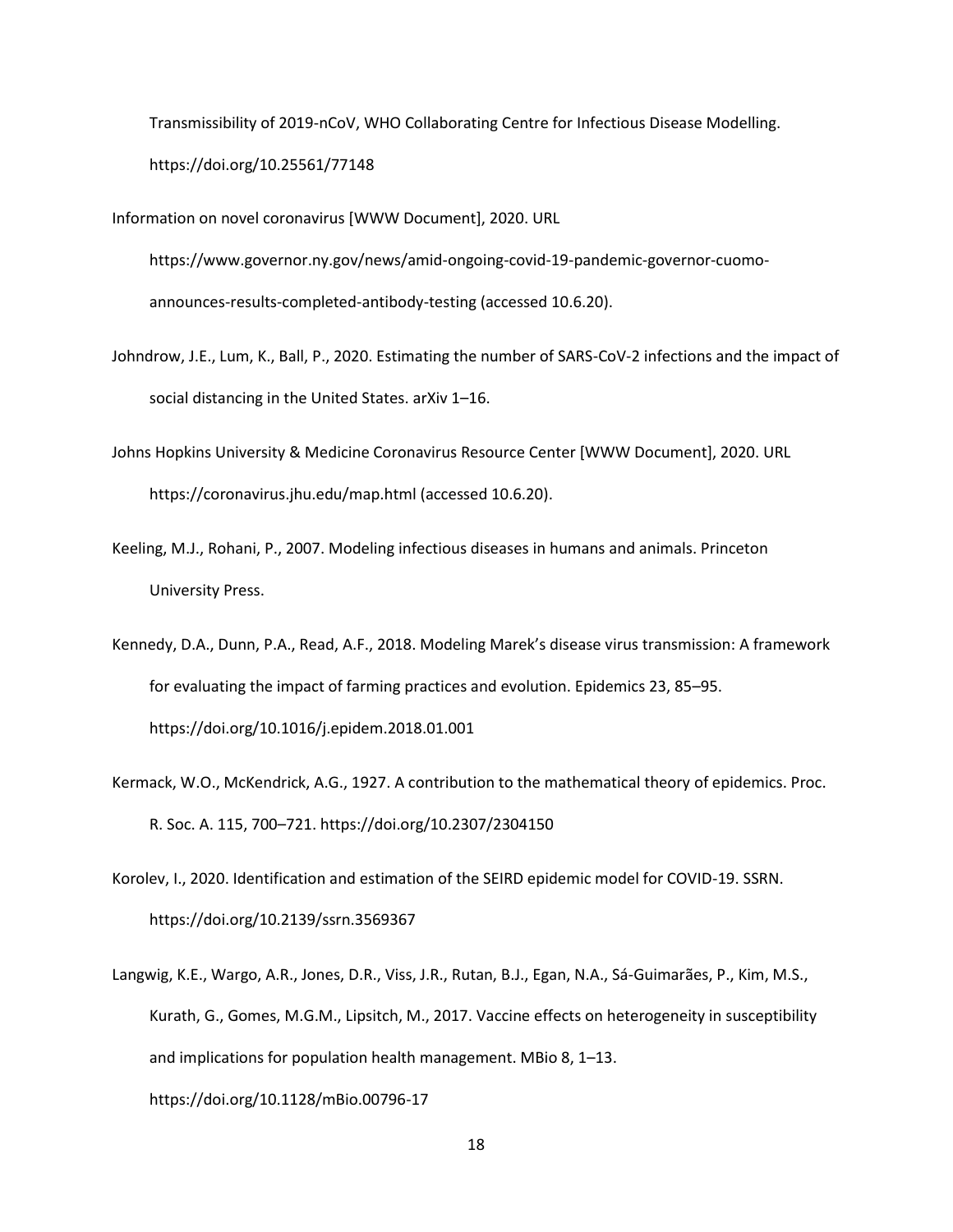Transmissibility of 2019-nCoV, WHO Collaborating Centre for Infectious Disease Modelling. https://doi.org/10.25561/77148

Information on novel coronavirus [WWW Document], 2020. URL https://www.governor.ny.gov/news/amid-ongoing-covid-19-pandemic-governor-cuomo-announces-results-completed-antibody-testing (accessed 10.6.20).

Johndrow, J.E., Lum, K., Ball, P., 2020. Estimating the number of SARS-CoV-2 infections and the impact of social distancing in the United States. arXiv 1–16.

Johns Hopkins University & Medicine Coronavirus Resource Center [WWW Document], 2020. URL https://coronavirus.jhu.edu/map.html (accessed 10.6.20).

Keeling, M.J., Rohani, P., 2007. Modeling infectious diseases in humans and animals. Princeton University Press.

Kennedy, D.A., Dunn, P.A., Read, A.F., 2018. Modeling Marek's disease virus transmission: A framework for evaluating the impact of farming practices and evolution. Epidemics 23, 85–95. https://doi.org/10.1016/j.epidem.2018.01.001

Kermack, W.O., McKendrick, A.G., 1927. A contribution to the mathematical theory of epidemics. Proc. R. Soc. A. 115, 700–721. https://doi.org/10.2307/2304150

Korolev, I., 2020. Identification and estimation of the SEIRD epidemic model for COVID-19. SSRN. https://doi.org/10.2139/ssrn.3569367

Langwig, K.E., Wargo, A.R., Jones, D.R., Viss, J.R., Rutan, B.J., Egan, N.A., Sá-Guimarães, P., Kim, M.S., Kurath, G., Gomes, M.G.M., Lipsitch, M., 2017. Vaccine effects on heterogeneity in susceptibility and implications for population health management. MBio 8, 1–13. https://doi.org/10.1128/mBio.00796-17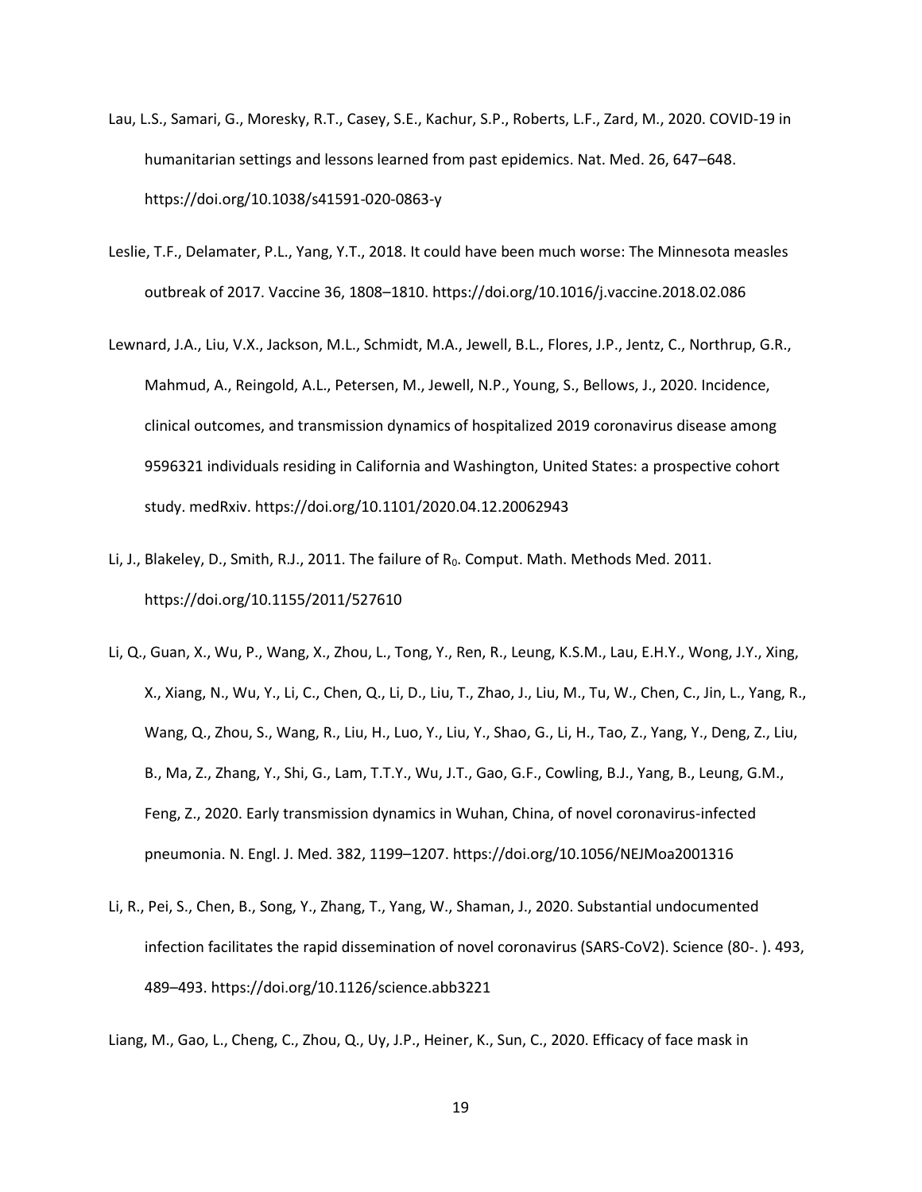Lau, L.S., Samari, G., Moresky, R.T., Casey, S.E., Kachur, S.P., Roberts, L.F., Zard, M., 2020. COVID-19 in humanitarian settings and lessons learned from past epidemics. Nat. Med. 26, 647–648. https://doi.org/10.1038/s41591-020-0863-y

Leslie, T.F., Delamater, P.L., Yang, Y.T., 2018. It could have been much worse: The Minnesota measles outbreak of 2017. Vaccine 36, 1808–1810. https://doi.org/10.1016/j.vaccine.2018.02.086

Lewnard, J.A., Liu, V.X., Jackson, M.L., Schmidt, M.A., Jewell, B.L., Flores, J.P., Jentz, C., Northrup, G.R., Mahmud, A., Reingold, A.L., Petersen, M., Jewell, N.P., Young, S., Bellows, J., 2020. Incidence, clinical outcomes, and transmission dynamics of hospitalized 2019 coronavirus disease among 9596321 individuals residing in California and Washington, United States: a prospective cohort study. medRxiv. https://doi.org/10.1101/2020.04.12.20062943

Li, J., Blakeley, D., Smith, R.J., 2011. The failure of $R_0$. Comput. Math. Methods Med. 2011. https://doi.org/10.1155/2011/527610

Li, Q., Guan, X., Wu, P., Wang, X., Zhou, L., Tong, Y., Ren, R., Leung, K.S.M., Lau, E.H.Y., Wong, J.Y., Xing, X., Xiang, N., Wu, Y., Li, C., Chen, Q., Li, D., Liu, T., Zhao, J., Liu, M., Tu, W., Chen, C., Jin, L., Yang, R., Wang, Q., Zhou, S., Wang, R., Liu, H., Luo, Y., Liu, Y., Shao, G., Li, H., Tao, Z., Yang, Y., Deng, Z., Liu, B., Ma, Z., Zhang, Y., Shi, G., Lam, T.T.Y., Wu, J.T., Gao, G.F., Cowling, B.J., Yang, B., Leung, G.M., Feng, Z., 2020. Early transmission dynamics in Wuhan, China, of novel coronavirus-infected pneumonia. N. Engl. J. Med. 382, 1199–1207. https://doi.org/10.1056/NEJMoa2001316

Li, R., Pei, S., Chen, B., Song, Y., Zhang, T., Yang, W., Shaman, J., 2020. Substantial undocumented infection facilitates the rapid dissemination of novel coronavirus (SARS-CoV2). Science (80-. ). 493, 489–493. https://doi.org/10.1126/science.abb3221

Liang, M., Gao, L., Cheng, C., Zhou, Q., Uy, J.P., Heiner, K., Sun, C., 2020. Efficacy of face mask in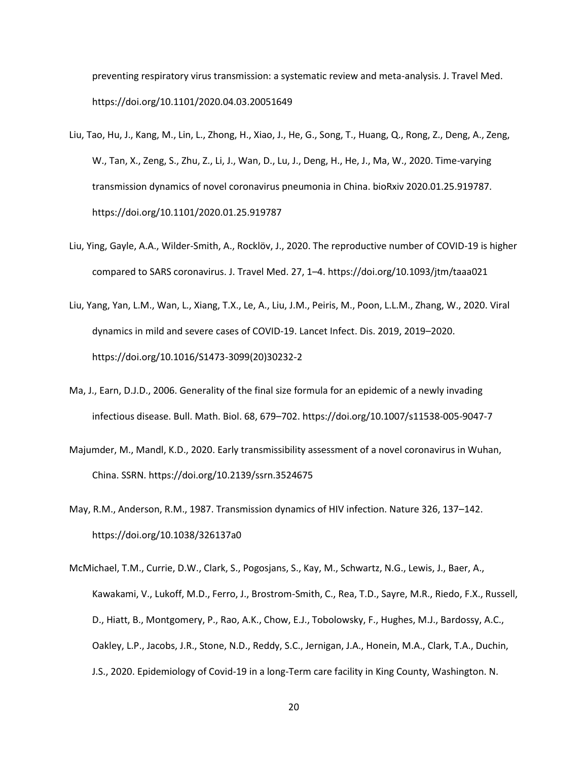preventing respiratory virus transmission: a systematic review and meta-analysis. J. Travel Med. https://doi.org/10.1101/2020.04.03.20051649

Liu, Tao, Hu, J., Kang, M., Lin, L., Zhong, H., Xiao, J., He, G., Song, T., Huang, Q., Rong, Z., Deng, A., Zeng, W., Tan, X., Zeng, S., Zhu, Z., Li, J., Wan, D., Lu, J., Deng, H., He, J., Ma, W., 2020. Time-varying transmission dynamics of novel coronavirus pneumonia in China. bioRxiv 2020.01.25.919787. https://doi.org/10.1101/2020.01.25.919787

Liu, Ying, Gayle, A.A., Wilder-Smith, A., Rocklöv, J., 2020. The reproductive number of COVID-19 is higher compared to SARS coronavirus. J. Travel Med. 27, 1–4. https://doi.org/10.1093/jtm/taaa021

Liu, Yang, Yan, L.M., Wan, L., Xiang, T.X., Le, A., Liu, J.M., Peiris, M., Poon, L.L.M., Zhang, W., 2020. Viral dynamics in mild and severe cases of COVID-19. Lancet Infect. Dis. 2019, 2019–2020. https://doi.org/10.1016/S1473-3099(20)30232-2

Ma, J., Earn, D.J.D., 2006. Generality of the final size formula for an epidemic of a newly invading infectious disease. Bull. Math. Biol. 68, 679–702. https://doi.org/10.1007/s11538-005-9047-7

Majumder, M., Mandl, K.D., 2020. Early transmissibility assessment of a novel coronavirus in Wuhan, China. SSRN. https://doi.org/10.2139/ssrn.3524675

May, R.M., Anderson, R.M., 1987. Transmission dynamics of HIV infection. Nature 326, 137–142. https://doi.org/10.1038/326137a0

McMichael, T.M., Currie, D.W., Clark, S., Pogosjans, S., Kay, M., Schwartz, N.G., Lewis, J., Baer, A., Kawakami, V., Lukoff, M.D., Ferro, J., Brostrom-Smith, C., Rea, T.D., Sayre, M.R., Riedo, F.X., Russell, D., Hiatt, B., Montgomery, P., Rao, A.K., Chow, E.J., Tobolowsky, F., Hughes, M.J., Bardossy, A.C., Oakley, L.P., Jacobs, J.R., Stone, N.D., Reddy, S.C., Jernigan, J.A., Honein, M.A., Clark, T.A., Duchin, J.S., 2020. Epidemiology of Covid-19 in a long-Term care facility in King County, Washington. N.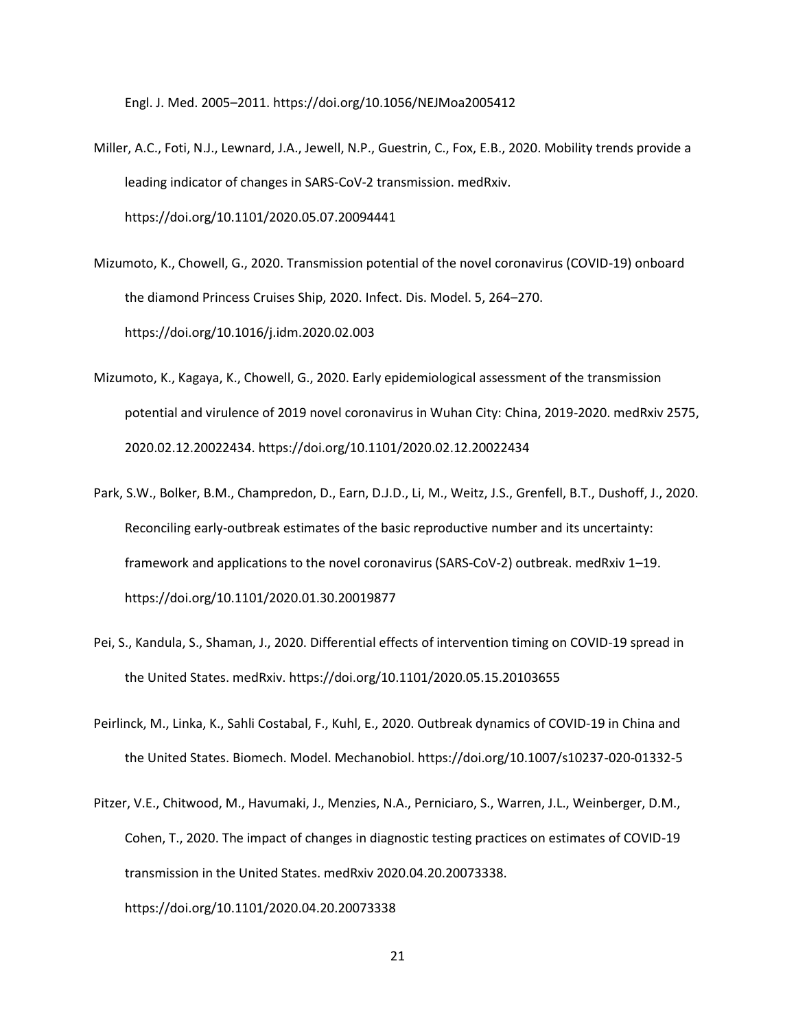Engl. J. Med. 2005–2011. https://doi.org/10.1056/NEJMoa2005412

Miller, A.C., Foti, N.J., Lewnard, J.A., Jewell, N.P., Guestrin, C., Fox, E.B., 2020. Mobility trends provide a leading indicator of changes in SARS-CoV-2 transmission. medRxiv. https://doi.org/10.1101/2020.05.07.20094441

Mizumoto, K., Chowell, G., 2020. Transmission potential of the novel coronavirus (COVID-19) onboard the diamond Princess Cruises Ship, 2020. Infect. Dis. Model. 5, 264–270. https://doi.org/10.1016/j.idm.2020.02.003

Mizumoto, K., Kagaya, K., Chowell, G., 2020. Early epidemiological assessment of the transmission potential and virulence of 2019 novel coronavirus in Wuhan City: China, 2019-2020. medRxiv 2575, 2020.02.12.20022434. https://doi.org/10.1101/2020.02.12.20022434

Park, S.W., Bolker, B.M., Champredon, D., Earn, D.J.D., Li, M., Weitz, J.S., Grenfell, B.T., Dushoff, J., 2020. Reconciling early-outbreak estimates of the basic reproductive number and its uncertainty: framework and applications to the novel coronavirus (SARS-CoV-2) outbreak. medRxiv 1–19. https://doi.org/10.1101/2020.01.30.20019877

Pei, S., Kandula, S., Shaman, J., 2020. Differential effects of intervention timing on COVID-19 spread in the United States. medRxiv. https://doi.org/10.1101/2020.05.15.20103655

Peirlinck, M., Linka, K., Sahli Costabal, F., Kuhl, E., 2020. Outbreak dynamics of COVID-19 in China and the United States. Biomech. Model. Mechanobiol. https://doi.org/10.1007/s10237-020-01332-5

Pitzer, V.E., Chitwood, M., Havumaki, J., Menzies, N.A., Perniciaro, S., Warren, J.L., Weinberger, D.M., Cohen, T., 2020. The impact of changes in diagnostic testing practices on estimates of COVID-19 transmission in the United States. medRxiv 2020.04.20.20073338. https://doi.org/10.1101/2020.04.20.20073338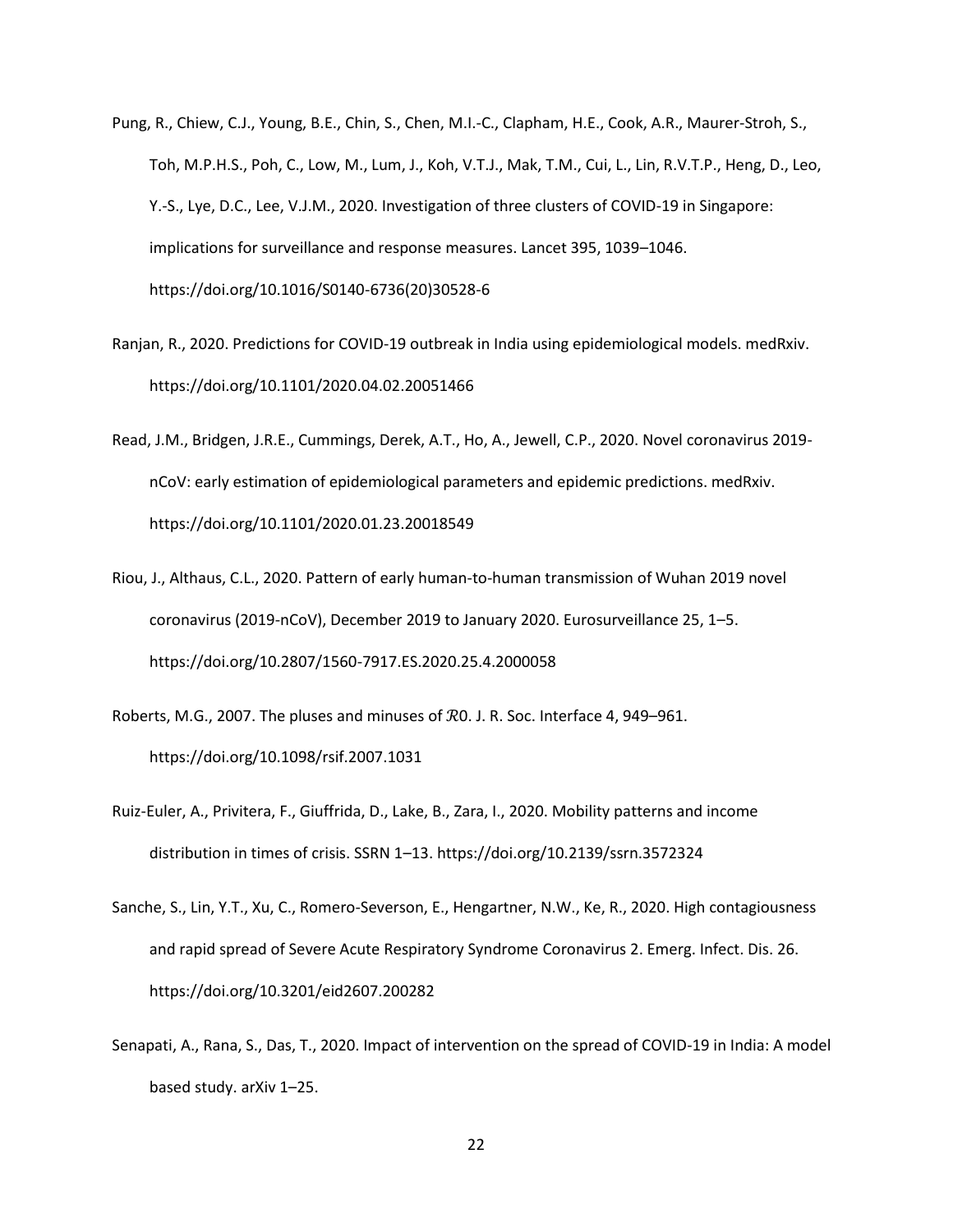Pung, R., Chiew, C.J., Young, B.E., Chin, S., Chen, M.I.-C., Clapham, H.E., Cook, A.R., Maurer-Stroh, S., Toh, M.P.H.S., Poh, C., Low, M., Lum, J., Koh, V.T.J., Mak, T.M., Cui, L., Lin, R.V.T.P., Heng, D., Leo, Y.-S., Lye, D.C., Lee, V.J.M., 2020. Investigation of three clusters of COVID-19 in Singapore: implications for surveillance and response measures. Lancet 395, 1039–1046. https://doi.org/10.1016/S0140-6736(20)30528-6

Ranjan, R., 2020. Predictions for COVID-19 outbreak in India using epidemiological models. medRxiv. https://doi.org/10.1101/2020.04.02.20051466

Read, J.M., Bridgen, J.R.E., Cummings, Derek, A.T., Ho, A., Jewell, C.P., 2020. Novel coronavirus 2019-nCoV: early estimation of epidemiological parameters and epidemic predictions. medRxiv. https://doi.org/10.1101/2020.01.23.20018549

Riou, J., Althaus, C.L., 2020. Pattern of early human-to-human transmission of Wuhan 2019 novel coronavirus (2019-nCoV), December 2019 to January 2020. Eurosurveillance 25, 1–5. https://doi.org/10.2807/1560-7917.ES.2020.25.4.2000058

Roberts, M.G., 2007. The pluses and minuses of $\mathcal{R}0$. J. R. Soc. Interface 4, 949–961. https://doi.org/10.1098/rsif.2007.1031

Ruiz-Euler, A., Privitera, F., Giuffrida, D., Lake, B., Zara, I., 2020. Mobility patterns and income distribution in times of crisis. SSRN 1–13. https://doi.org/10.2139/ssrn.3572324

Sanche, S., Lin, Y.T., Xu, C., Romero-Severson, E., Hengartner, N.W., Ke, R., 2020. High contagiousness and rapid spread of Severe Acute Respiratory Syndrome Coronavirus 2. Emerg. Infect. Dis. 26. https://doi.org/10.3201/eid2607.200282

Senapati, A., Rana, S., Das, T., 2020. Impact of intervention on the spread of COVID-19 in India: A model based study. arXiv 1–25.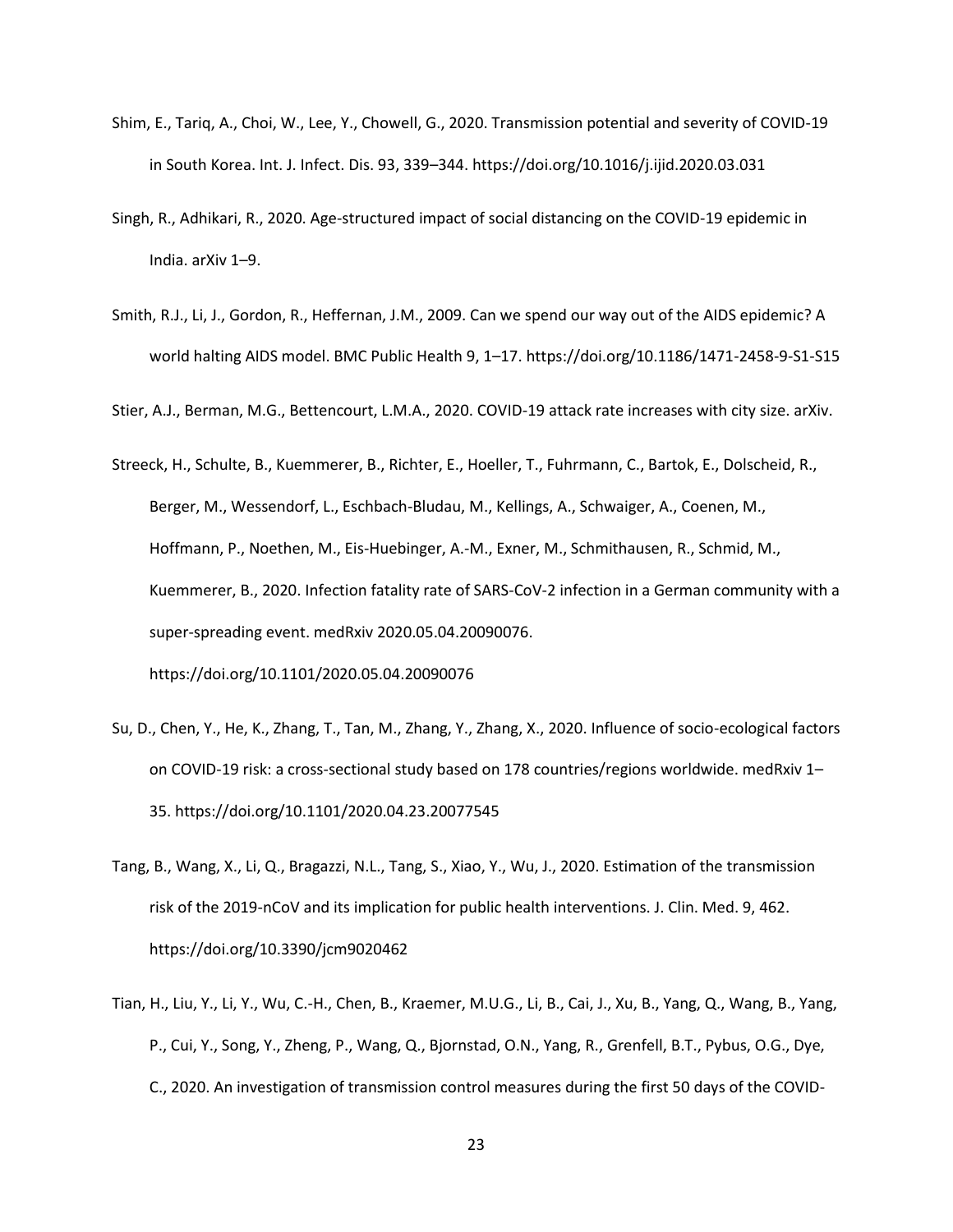Shim, E., Tariq, A., Choi, W., Lee, Y., Chowell, G., 2020. Transmission potential and severity of COVID-19 in South Korea. Int. J. Infect. Dis. 93, 339–344. https://doi.org/10.1016/j.ijid.2020.03.031

Singh, R., Adhikari, R., 2020. Age-structured impact of social distancing on the COVID-19 epidemic in India. arXiv 1–9.

Smith, R.J., Li, J., Gordon, R., Heffernan, J.M., 2009. Can we spend our way out of the AIDS epidemic? A world halting AIDS model. BMC Public Health 9, 1–17. https://doi.org/10.1186/1471-2458-9-S1-S15

Stier, A.J., Berman, M.G., Bettencourt, L.M.A., 2020. COVID-19 attack rate increases with city size. arXiv.

Streeck, H., Schulte, B., Kuemmerer, B., Richter, E., Hoeller, T., Fuhrmann, C., Bartok, E., Dolscheid, R., Berger, M., Wessendorf, L., Eschbach-Bludau, M., Kellings, A., Schwaiger, A., Coenen, M., Hoffmann, P., Noethen, M., Eis-Huebinger, A.-M., Exner, M., Schmithausen, R., Schmid, M., Kuemmerer, B., 2020. Infection fatality rate of SARS-CoV-2 infection in a German community with a super-spreading event. medRxiv 2020.05.04.20090076. https://doi.org/10.1101/2020.05.04.20090076

Su, D., Chen, Y., He, K., Zhang, T., Tan, M., Zhang, Y., Zhang, X., 2020. Influence of socio-ecological factors on COVID-19 risk: a cross-sectional study based on 178 countries/regions worldwide. medRxiv 1–35. https://doi.org/10.1101/2020.04.23.20077545

Tang, B., Wang, X., Li, Q., Bragazzi, N.L., Tang, S., Xiao, Y., Wu, J., 2020. Estimation of the transmission risk of the 2019-nCoV and its implication for public health interventions. J. Clin. Med. 9, 462. https://doi.org/10.3390/jcm9020462

Tian, H., Liu, Y., Li, Y., Wu, C.-H., Chen, B., Kraemer, M.U.G., Li, B., Cai, J., Xu, B., Yang, Q., Wang, B., Yang, P., Cui, Y., Song, Y., Zheng, P., Wang, Q., Bjornstad, O.N., Yang, R., Grenfell, B.T., Pybus, O.G., Dye, C., 2020. An investigation of transmission control measures during the first 50 days of the COVID-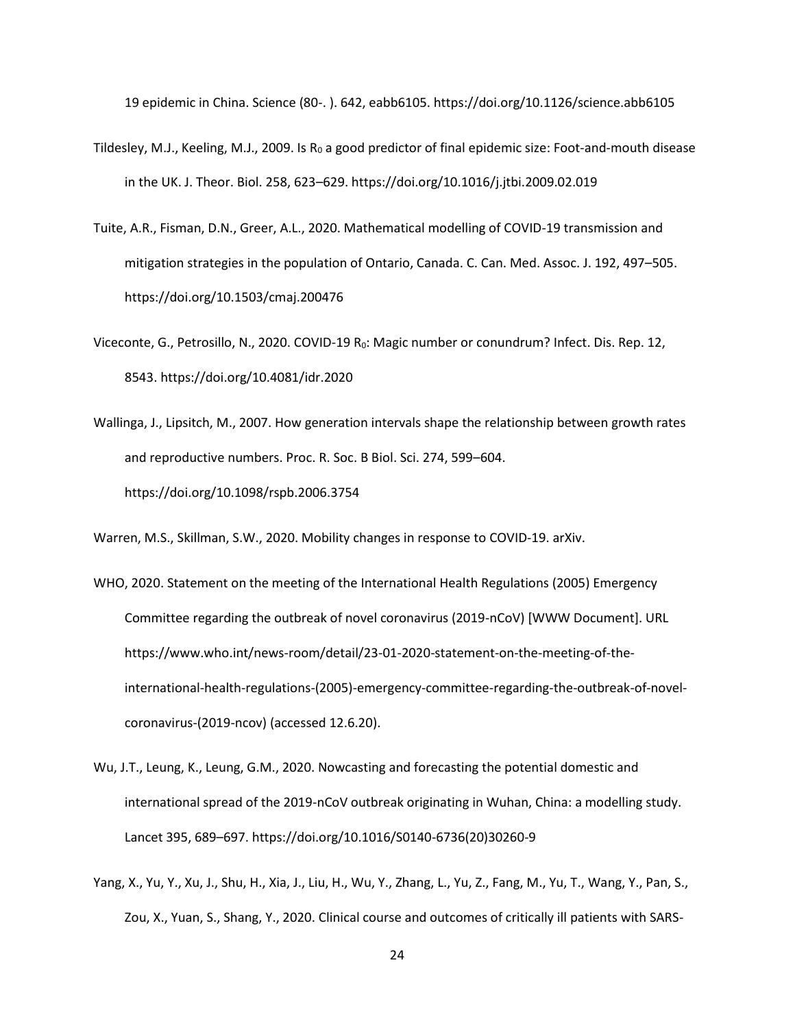19 epidemic in China. Science (80-. ). 642, eabb6105. https://doi.org/10.1126/science.abb6105

Tildesley, M.J., Keeling, M.J., 2009. Is $R_0$ a good predictor of final epidemic size: Foot-and-mouth disease in the UK. J. Theor. Biol. 258, 623–629. https://doi.org/10.1016/j.jtbi.2009.02.019

Tuite, A.R., Fisman, D.N., Greer, A.L., 2020. Mathematical modelling of COVID-19 transmission and mitigation strategies in the population of Ontario, Canada. C. Can. Med. Assoc. J. 192, 497–505. https://doi.org/10.1503/cmaj.200476

Viceconte, G., Petrosillo, N., 2020. COVID-19 $R_0$: Magic number or conundrum? Infect. Dis. Rep. 12, 8543. https://doi.org/10.4081/idr.2020

Wallinga, J., Lipsitch, M., 2007. How generation intervals shape the relationship between growth rates and reproductive numbers. Proc. R. Soc. B Biol. Sci. 274, 599–604. https://doi.org/10.1098/rspb.2006.3754

Warren, M.S., Skillman, S.W., 2020. Mobility changes in response to COVID-19. arXiv.

WHO, 2020. Statement on the meeting of the International Health Regulations (2005) Emergency Committee regarding the outbreak of novel coronavirus (2019-nCoV) [WWW Document]. URL https://www.who.int/news-room/detail/23-01-2020-statement-on-the-meeting-of-the-international-health-regulations-(2005)-emergency-committee-regarding-the-outbreak-of-novel-coronavirus-(2019-ncov) (accessed 12.6.20).

Wu, J.T., Leung, K., Leung, G.M., 2020. Nowcasting and forecasting the potential domestic and international spread of the 2019-nCoV outbreak originating in Wuhan, China: a modelling study. Lancet 395, 689–697. https://doi.org/10.1016/S0140-6736(20)30260-9

Yang, X., Yu, Y., Xu, J., Shu, H., Xia, J., Liu, H., Wu, Y., Zhang, L., Yu, Z., Fang, M., Yu, T., Wang, Y., Pan, S., Zou, X., Yuan, S., Shang, Y., 2020. Clinical course and outcomes of critically ill patients with SARS-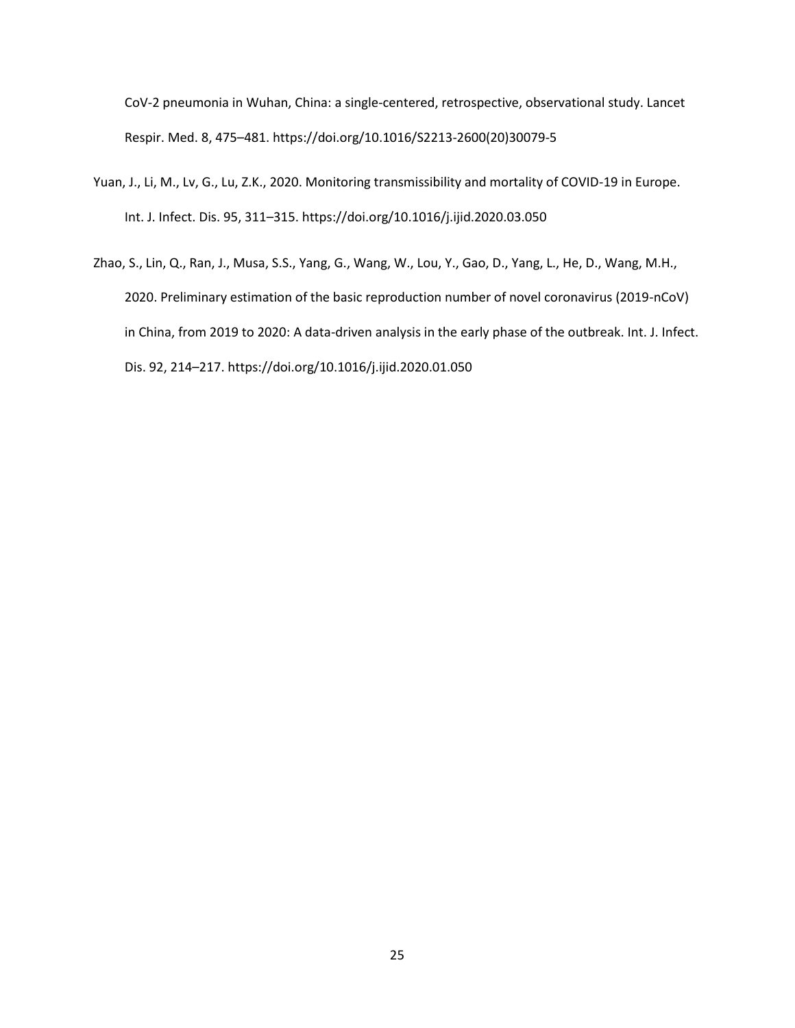CoV-2 pneumonia in Wuhan, China: a single-centered, retrospective, observational study. Lancet Respir. Med. 8, 475–481. https://doi.org/10.1016/S2213-2600(20)30079-5

Yuan, J., Li, M., Lv, G., Lu, Z.K., 2020. Monitoring transmissibility and mortality of COVID-19 in Europe. Int. J. Infect. Dis. 95, 311–315. https://doi.org/10.1016/j.ijid.2020.03.050

Zhao, S., Lin, Q., Ran, J., Musa, S.S., Yang, G., Wang, W., Lou, Y., Gao, D., Yang, L., He, D., Wang, M.H., 2020. Preliminary estimation of the basic reproduction number of novel coronavirus (2019-nCoV) in China, from 2019 to 2020: A data-driven analysis in the early phase of the outbreak. Int. J. Infect. Dis. 92, 214–217. https://doi.org/10.1016/j.ijid.2020.01.050